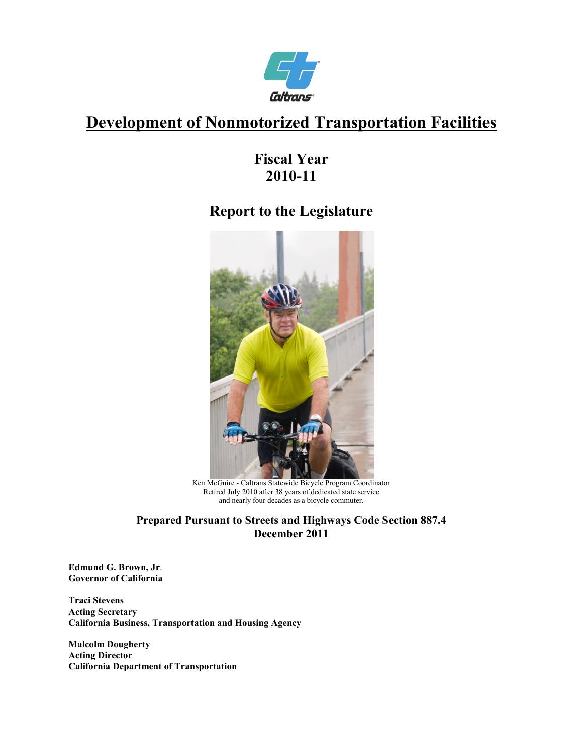Caltrans

# Development of Nonmotorized Transportation Facilities

## Fiscal Year 2010-11

## Report to the Legislature

Ken McGuire - Caltrans Statewide Bicycle Program Coordinator
Retired July 2010 after 38 years of dedicated state service
and nearly four decades as a bicycle commuter.

**Prepared Pursuant to Streets and Highways Code Section 887.4**
**December 2011**

**Edmund G. Brown, Jr.**
**Governor of California**

**Traci Stevens**
**Acting Secretary**
**California Business, Transportation and Housing Agency**

**Malcolm Dougherty**
**Acting Director**
**California Department of Transportation**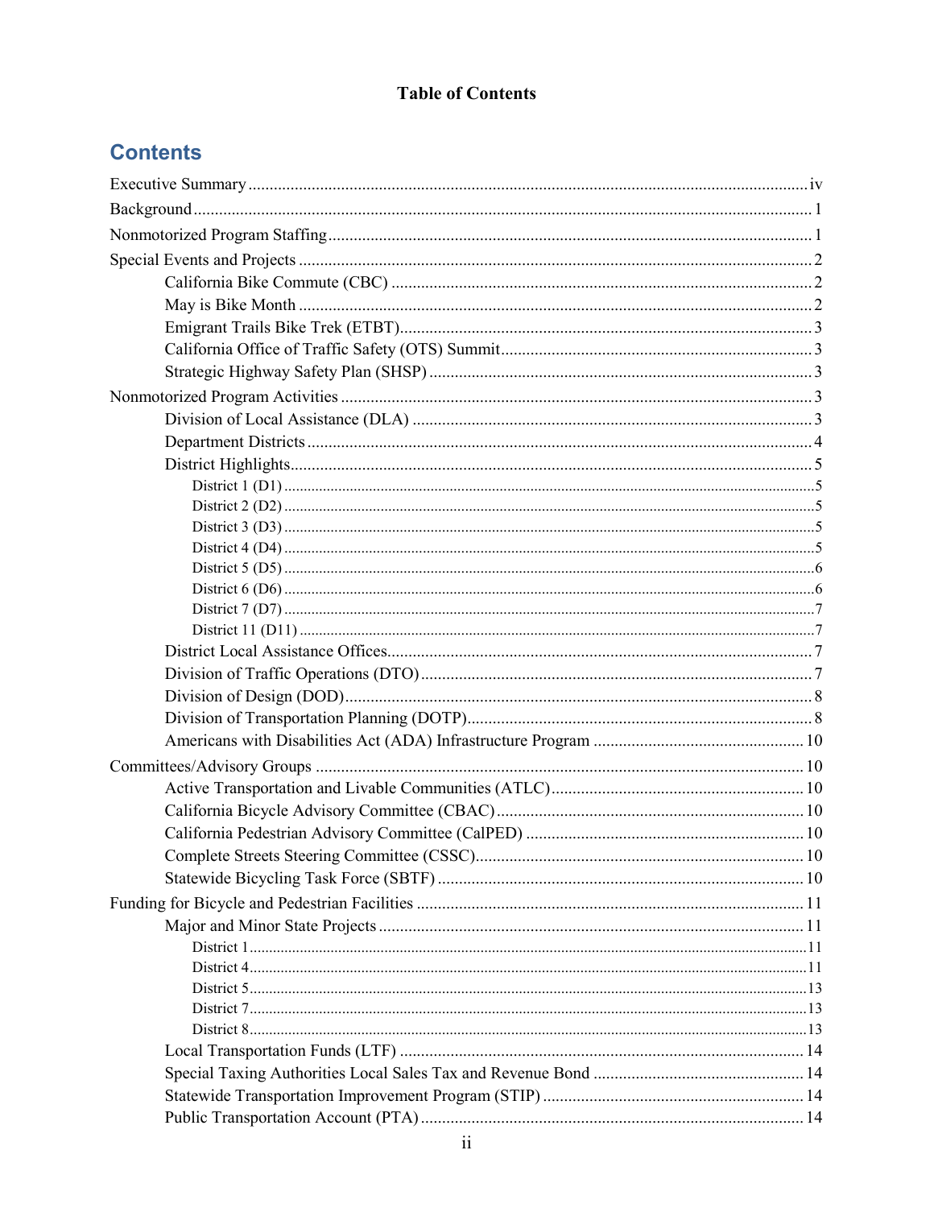**Table of Contents**

## Contents

- Executive Summary ..... iv
- Background ..... 1
- Nonmotorized Program Staffing ..... 1
- Special Events and Projects ..... 2
  - California Bike Commute (CBC) ..... 2
  - May is Bike Month ..... 2
  - Emigrant Trails Bike Trek (ETBT) ..... 3
  - California Office of Traffic Safety (OTS) Summit ..... 3
  - Strategic Highway Safety Plan (SHSP) ..... 3
- Nonmotorized Program Activities ..... 3
  - Division of Local Assistance (DLA) ..... 3
  - Department Districts ..... 4
  - District Highlights ..... 5
    - District 1 (D1) ..... 5
    - District 2 (D2) ..... 5
    - District 3 (D3) ..... 5
    - District 4 (D4) ..... 5
    - District 5 (D5) ..... 6
    - District 6 (D6) ..... 6
    - District 7 (D7) ..... 7
    - District 11 (D11) ..... 7
  - District Local Assistance Offices ..... 7
  - Division of Traffic Operations (DTO) ..... 7
  - Division of Design (DOD) ..... 8
  - Division of Transportation Planning (DOTP) ..... 8
  - Americans with Disabilities Act (ADA) Infrastructure Program ..... 10
- Committees/Advisory Groups ..... 10
  - Active Transportation and Livable Communities (ATLC) ..... 10
  - California Bicycle Advisory Committee (CBAC) ..... 10
  - California Pedestrian Advisory Committee (CalPED) ..... 10
  - Complete Streets Steering Committee (CSSC) ..... 10
  - Statewide Bicycling Task Force (SBTF) ..... 10
- Funding for Bicycle and Pedestrian Facilities ..... 11
  - Major and Minor State Projects ..... 11
    - District 1 ..... 11
    - District 4 ..... 11
    - District 5 ..... 13
    - District 7 ..... 13
    - District 8 ..... 13
  - Local Transportation Funds (LTF) ..... 14
  - Special Taxing Authorities Local Sales Tax and Revenue Bond ..... 14
  - Statewide Transportation Improvement Program (STIP) ..... 14
  - Public Transportation Account (PTA) ..... 14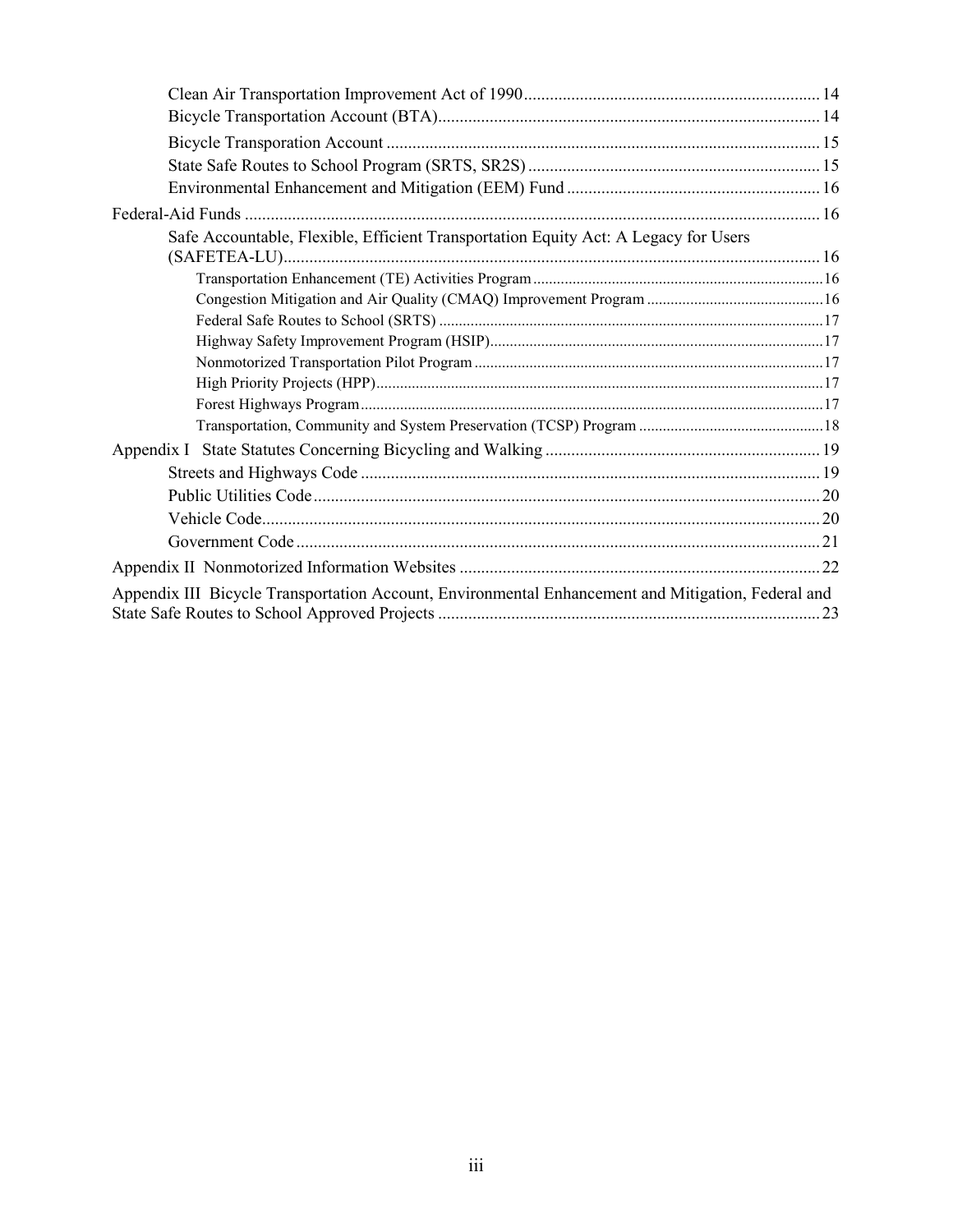Clean Air Transportation Improvement Act of 1990 .......... 14
Bicycle Transportation Account (BTA) .......... 14
Bicycle Transporation Account .......... 15
State Safe Routes to School Program (SRTS, SR2S) .......... 15
Environmental Enhancement and Mitigation (EEM) Fund .......... 16

Federal-Aid Funds .......... 16

Safe Accountable, Flexible, Efficient Transportation Equity Act: A Legacy for Users (SAFETEA-LU) .......... 16
Transportation Enhancement (TE) Activities Program .......... 16
Congestion Mitigation and Air Quality (CMAQ) Improvement Program .......... 16
Federal Safe Routes to School (SRTS) .......... 17
Highway Safety Improvement Program (HSIP) .......... 17
Nonmotorized Transportation Pilot Program .......... 17
High Priority Projects (HPP) .......... 17
Forest Highways Program .......... 17
Transportation, Community and System Preservation (TCSP) Program .......... 18

Appendix I State Statutes Concerning Bicycling and Walking .......... 19
Streets and Highways Code .......... 19
Public Utilities Code .......... 20
Vehicle Code .......... 20
Government Code .......... 21

Appendix II Nonmotorized Information Websites .......... 22

Appendix III Bicycle Transportation Account, Environmental Enhancement and Mitigation, Federal and State Safe Routes to School Approved Projects .......... 23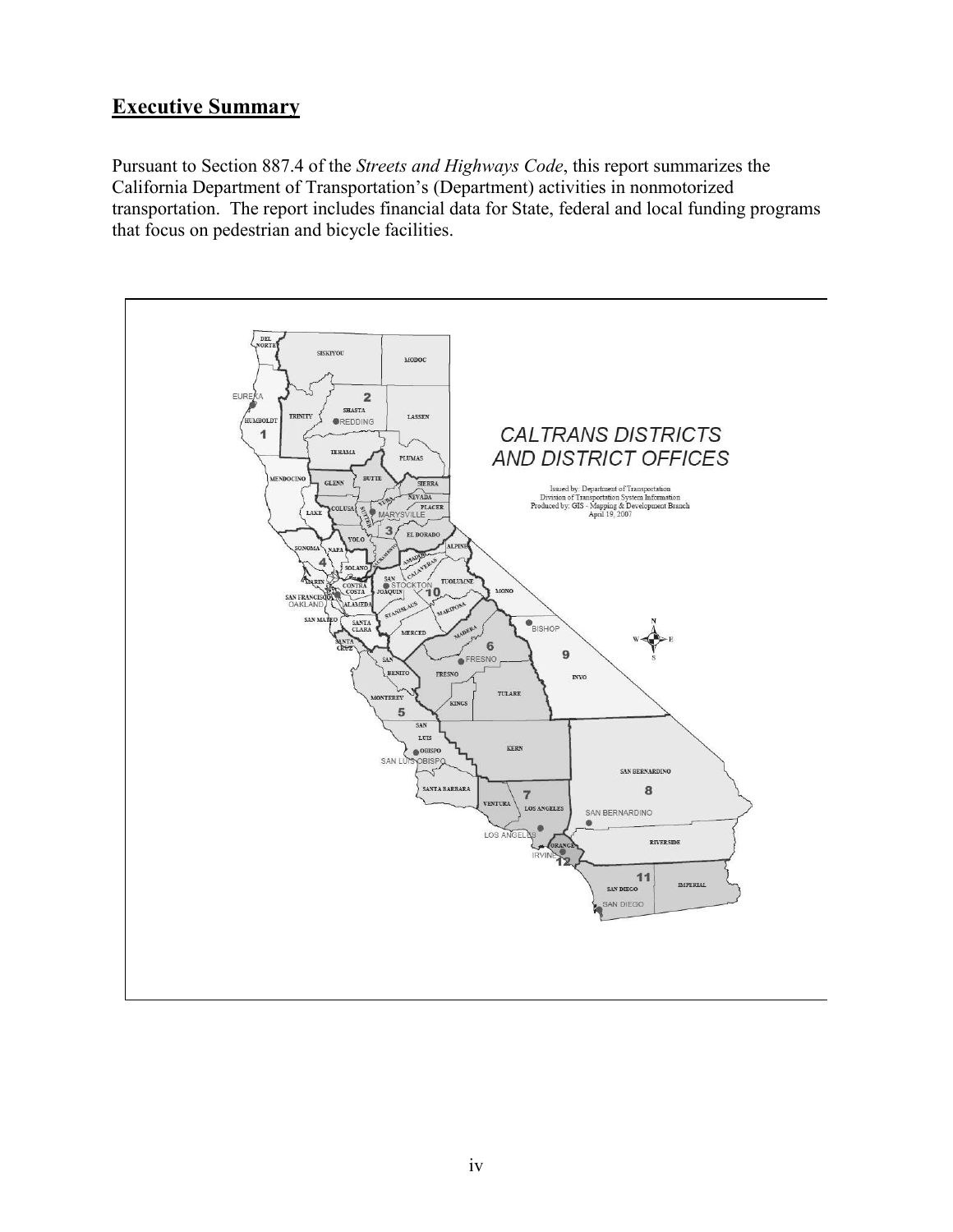## Executive Summary

Pursuant to Section 887.4 of the *Streets and Highways Code*, this report summarizes the California Department of Transportation's (Department) activities in nonmotorized transportation. The report includes financial data for State, federal and local funding programs that focus on pedestrian and bicycle facilities.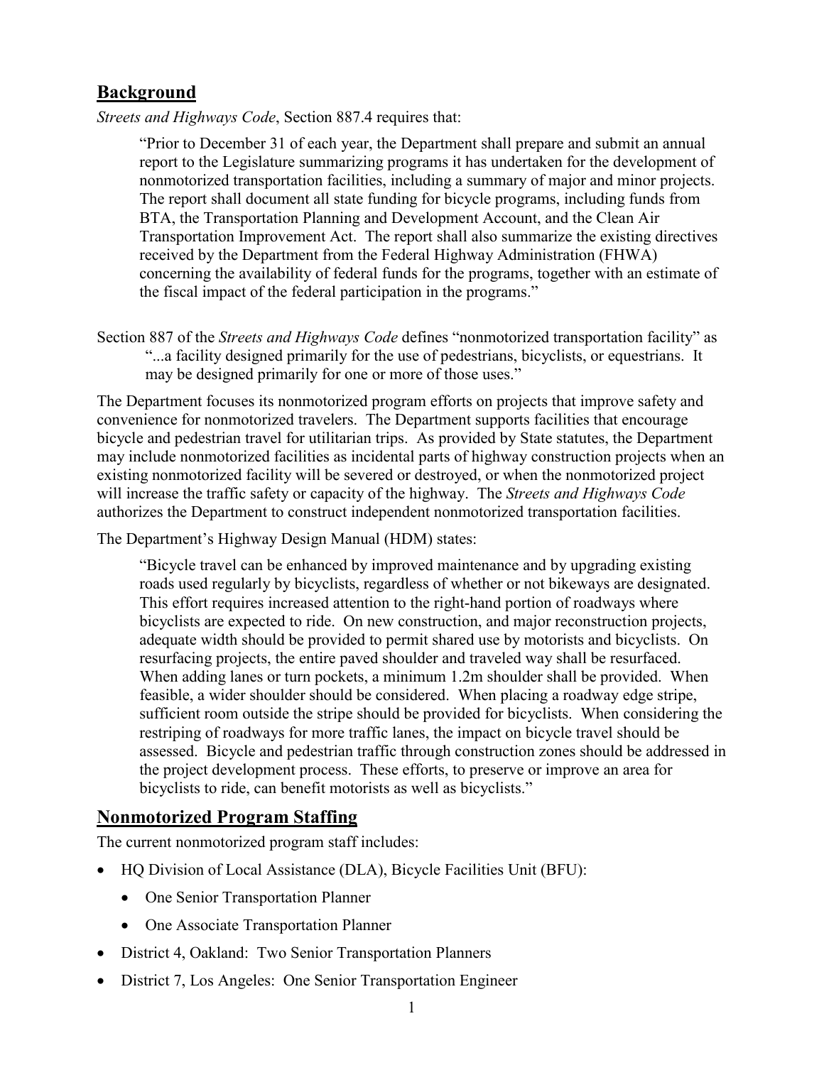## Background

*Streets and Highways Code*, Section 887.4 requires that:

> "Prior to December 31 of each year, the Department shall prepare and submit an annual report to the Legislature summarizing programs it has undertaken for the development of nonmotorized transportation facilities, including a summary of major and minor projects. The report shall document all state funding for bicycle programs, including funds from BTA, the Transportation Planning and Development Account, and the Clean Air Transportation Improvement Act. The report shall also summarize the existing directives received by the Department from the Federal Highway Administration (FHWA) concerning the availability of federal funds for the programs, together with an estimate of the fiscal impact of the federal participation in the programs."

Section 887 of the *Streets and Highways Code* defines "nonmotorized transportation facility" as

> "...a facility designed primarily for the use of pedestrians, bicyclists, or equestrians. It may be designed primarily for one or more of those uses."

The Department focuses its nonmotorized program efforts on projects that improve safety and convenience for nonmotorized travelers. The Department supports facilities that encourage bicycle and pedestrian travel for utilitarian trips. As provided by State statutes, the Department may include nonmotorized facilities as incidental parts of highway construction projects when an existing nonmotorized facility will be severed or destroyed, or when the nonmotorized project will increase the traffic safety or capacity of the highway. The *Streets and Highways Code* authorizes the Department to construct independent nonmotorized transportation facilities.

The Department's Highway Design Manual (HDM) states:

> "Bicycle travel can be enhanced by improved maintenance and by upgrading existing roads used regularly by bicyclists, regardless of whether or not bikeways are designated. This effort requires increased attention to the right-hand portion of roadways where bicyclists are expected to ride. On new construction, and major reconstruction projects, adequate width should be provided to permit shared use by motorists and bicyclists. On resurfacing projects, the entire paved shoulder and traveled way shall be resurfaced. When adding lanes or turn pockets, a minimum 1.2m shoulder shall be provided. When feasible, a wider shoulder should be considered. When placing a roadway edge stripe, sufficient room outside the stripe should be provided for bicyclists. When considering the restriping of roadways for more traffic lanes, the impact on bicycle travel should be assessed. Bicycle and pedestrian traffic through construction zones should be addressed in the project development process. These efforts, to preserve or improve an area for bicyclists to ride, can benefit motorists as well as bicyclists."

## Nonmotorized Program Staffing

The current nonmotorized program staff includes:

- HQ Division of Local Assistance (DLA), Bicycle Facilities Unit (BFU):
  - One Senior Transportation Planner
  - One Associate Transportation Planner
- District 4, Oakland: Two Senior Transportation Planners
- District 7, Los Angeles: One Senior Transportation Engineer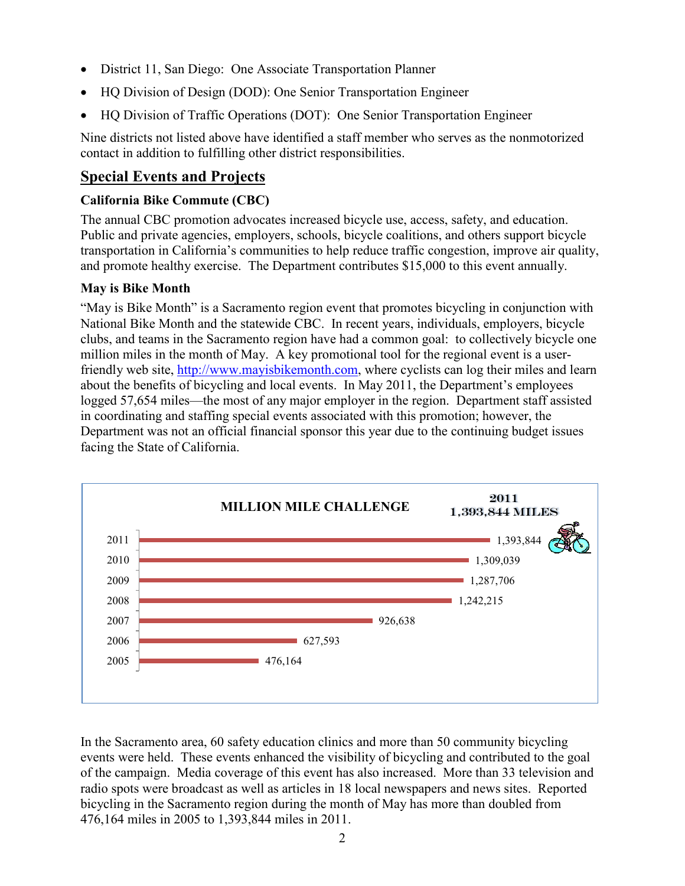- District 11, San Diego: One Associate Transportation Planner
- HQ Division of Design (DOD): One Senior Transportation Engineer
- HQ Division of Traffic Operations (DOT): One Senior Transportation Engineer

Nine districts not listed above have identified a staff member who serves as the nonmotorized contact in addition to fulfilling other district responsibilities.

## Special Events and Projects

### California Bike Commute (CBC)

The annual CBC promotion advocates increased bicycle use, access, safety, and education. Public and private agencies, employers, schools, bicycle coalitions, and others support bicycle transportation in California's communities to help reduce traffic congestion, improve air quality, and promote healthy exercise. The Department contributes $15,000 to this event annually.

### May is Bike Month

"May is Bike Month" is a Sacramento region event that promotes bicycling in conjunction with National Bike Month and the statewide CBC. In recent years, individuals, employers, bicycle clubs, and teams in the Sacramento region have had a common goal: to collectively bicycle one million miles in the month of May. A key promotional tool for the regional event is a user-friendly web site, http://www.mayisbikemonth.com, where cyclists can log their miles and learn about the benefits of bicycling and local events. In May 2011, the Department's employees logged 57,654 miles—the most of any major employer in the region. Department staff assisted in coordinating and staffing special events associated with this promotion; however, the Department was not an official financial sponsor this year due to the continuing budget issues facing the State of California.

**MILLION MILE CHALLENGE** — 2011: 1,393,844 MILES

| Year | Miles |
|---|---|
| 2011 | 1,393,844 |
| 2010 | 1,309,039 |
| 2009 | 1,287,706 |
| 2008 | 1,242,215 |
| 2007 | 926,638 |
| 2006 | 627,593 |
| 2005 | 476,164 |

In the Sacramento area, 60 safety education clinics and more than 50 community bicycling events were held. These events enhanced the visibility of bicycling and contributed to the goal of the campaign. Media coverage of this event has also increased. More than 33 television and radio spots were broadcast as well as articles in 18 local newspapers and news sites. Reported bicycling in the Sacramento region during the month of May has more than doubled from 476,164 miles in 2005 to 1,393,844 miles in 2011.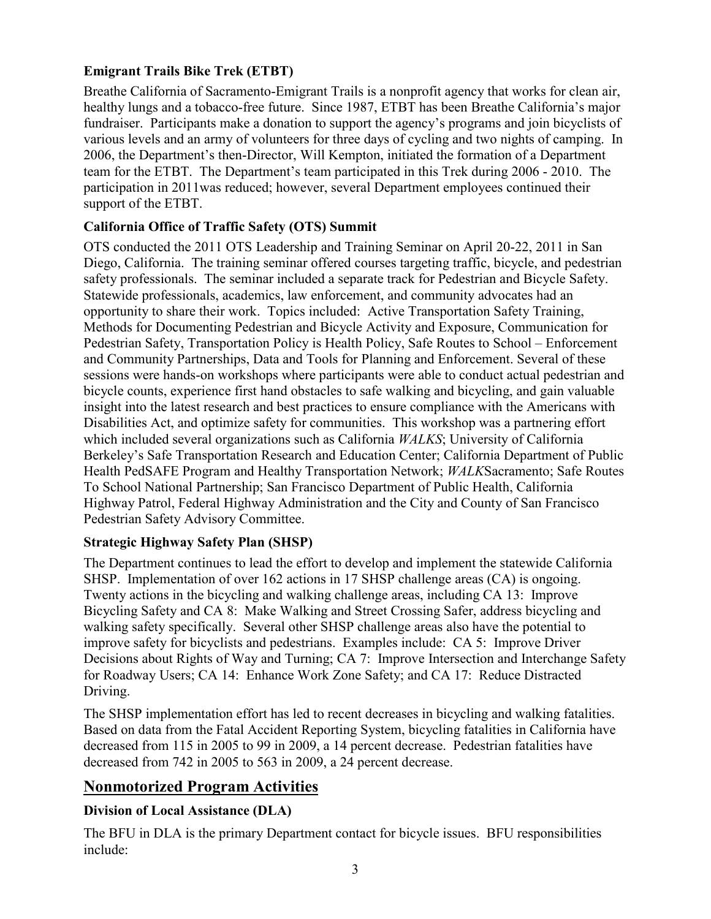### Emigrant Trails Bike Trek (ETBT)

Breathe California of Sacramento-Emigrant Trails is a nonprofit agency that works for clean air, healthy lungs and a tobacco-free future. Since 1987, ETBT has been Breathe California's major fundraiser. Participants make a donation to support the agency's programs and join bicyclists of various levels and an army of volunteers for three days of cycling and two nights of camping. In 2006, the Department's then-Director, Will Kempton, initiated the formation of a Department team for the ETBT. The Department's team participated in this Trek during 2006 - 2010. The participation in 2011was reduced; however, several Department employees continued their support of the ETBT.

### California Office of Traffic Safety (OTS) Summit

OTS conducted the 2011 OTS Leadership and Training Seminar on April 20-22, 2011 in San Diego, California. The training seminar offered courses targeting traffic, bicycle, and pedestrian safety professionals. The seminar included a separate track for Pedestrian and Bicycle Safety. Statewide professionals, academics, law enforcement, and community advocates had an opportunity to share their work. Topics included: Active Transportation Safety Training, Methods for Documenting Pedestrian and Bicycle Activity and Exposure, Communication for Pedestrian Safety, Transportation Policy is Health Policy, Safe Routes to School – Enforcement and Community Partnerships, Data and Tools for Planning and Enforcement. Several of these sessions were hands-on workshops where participants were able to conduct actual pedestrian and bicycle counts, experience first hand obstacles to safe walking and bicycling, and gain valuable insight into the latest research and best practices to ensure compliance with the Americans with Disabilities Act, and optimize safety for communities. This workshop was a partnering effort which included several organizations such as California *WALKS*; University of California Berkeley's Safe Transportation Research and Education Center; California Department of Public Health PedSAFE Program and Healthy Transportation Network; *WALK*Sacramento; Safe Routes To School National Partnership; San Francisco Department of Public Health, California Highway Patrol, Federal Highway Administration and the City and County of San Francisco Pedestrian Safety Advisory Committee.

### Strategic Highway Safety Plan (SHSP)

The Department continues to lead the effort to develop and implement the statewide California SHSP. Implementation of over 162 actions in 17 SHSP challenge areas (CA) is ongoing. Twenty actions in the bicycling and walking challenge areas, including CA 13: Improve Bicycling Safety and CA 8: Make Walking and Street Crossing Safer, address bicycling and walking safety specifically. Several other SHSP challenge areas also have the potential to improve safety for bicyclists and pedestrians. Examples include: CA 5: Improve Driver Decisions about Rights of Way and Turning; CA 7: Improve Intersection and Interchange Safety for Roadway Users; CA 14: Enhance Work Zone Safety; and CA 17: Reduce Distracted Driving.

The SHSP implementation effort has led to recent decreases in bicycling and walking fatalities. Based on data from the Fatal Accident Reporting System, bicycling fatalities in California have decreased from 115 in 2005 to 99 in 2009, a 14 percent decrease. Pedestrian fatalities have decreased from 742 in 2005 to 563 in 2009, a 24 percent decrease.

## Nonmotorized Program Activities

### Division of Local Assistance (DLA)

The BFU in DLA is the primary Department contact for bicycle issues. BFU responsibilities include: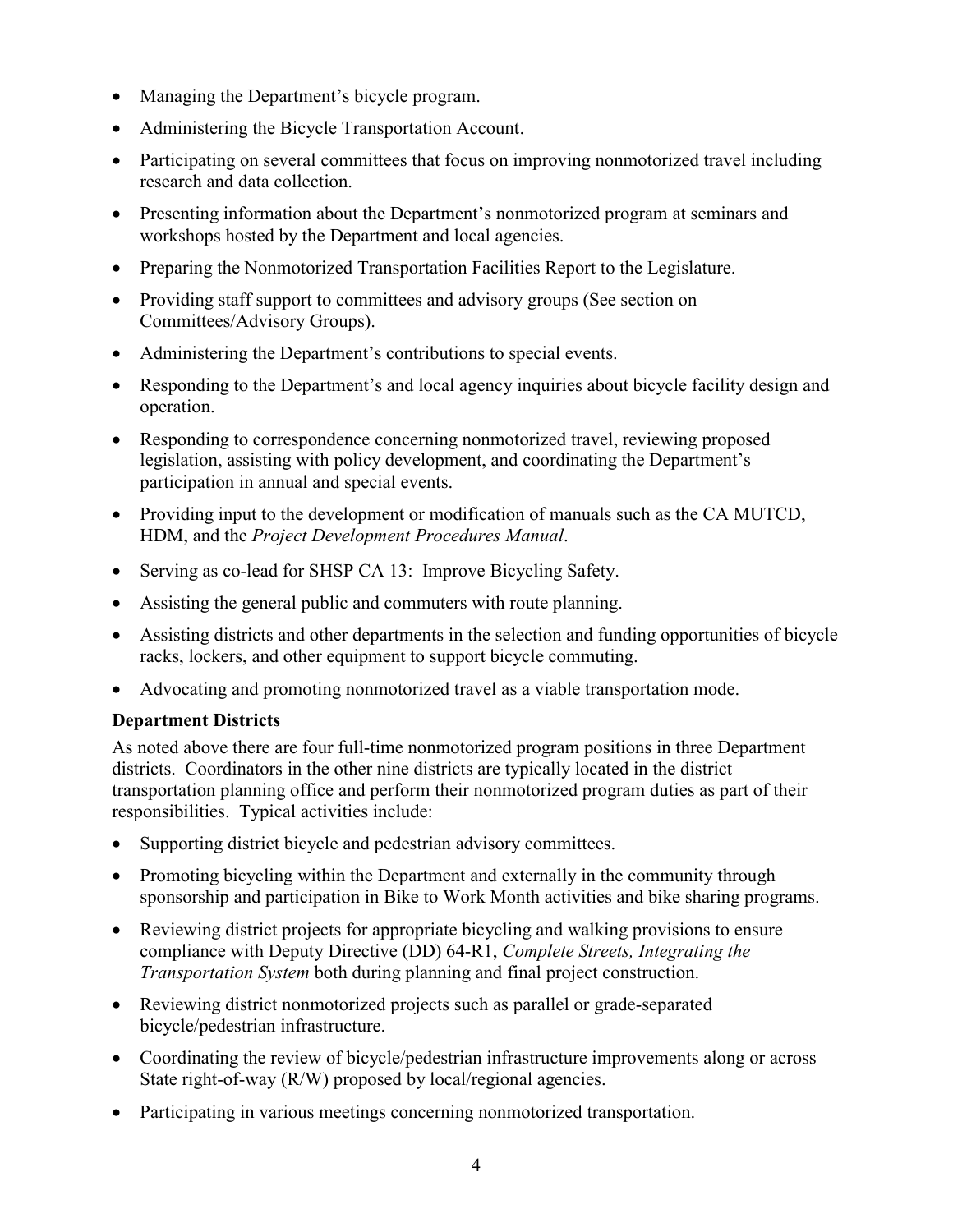- Managing the Department's bicycle program.
- Administering the Bicycle Transportation Account.
- Participating on several committees that focus on improving nonmotorized travel including research and data collection.
- Presenting information about the Department's nonmotorized program at seminars and workshops hosted by the Department and local agencies.
- Preparing the Nonmotorized Transportation Facilities Report to the Legislature.
- Providing staff support to committees and advisory groups (See section on Committees/Advisory Groups).
- Administering the Department's contributions to special events.
- Responding to the Department's and local agency inquiries about bicycle facility design and operation.
- Responding to correspondence concerning nonmotorized travel, reviewing proposed legislation, assisting with policy development, and coordinating the Department's participation in annual and special events.
- Providing input to the development or modification of manuals such as the CA MUTCD, HDM, and the *Project Development Procedures Manual*.
- Serving as co-lead for SHSP CA 13: Improve Bicycling Safety.
- Assisting the general public and commuters with route planning.
- Assisting districts and other departments in the selection and funding opportunities of bicycle racks, lockers, and other equipment to support bicycle commuting.
- Advocating and promoting nonmotorized travel as a viable transportation mode.

**Department Districts**

As noted above there are four full-time nonmotorized program positions in three Department districts. Coordinators in the other nine districts are typically located in the district transportation planning office and perform their nonmotorized program duties as part of their responsibilities. Typical activities include:

- Supporting district bicycle and pedestrian advisory committees.
- Promoting bicycling within the Department and externally in the community through sponsorship and participation in Bike to Work Month activities and bike sharing programs.
- Reviewing district projects for appropriate bicycling and walking provisions to ensure compliance with Deputy Directive (DD) 64-R1, *Complete Streets, Integrating the Transportation System* both during planning and final project construction.
- Reviewing district nonmotorized projects such as parallel or grade-separated bicycle/pedestrian infrastructure.
- Coordinating the review of bicycle/pedestrian infrastructure improvements along or across State right-of-way (R/W) proposed by local/regional agencies.
- Participating in various meetings concerning nonmotorized transportation.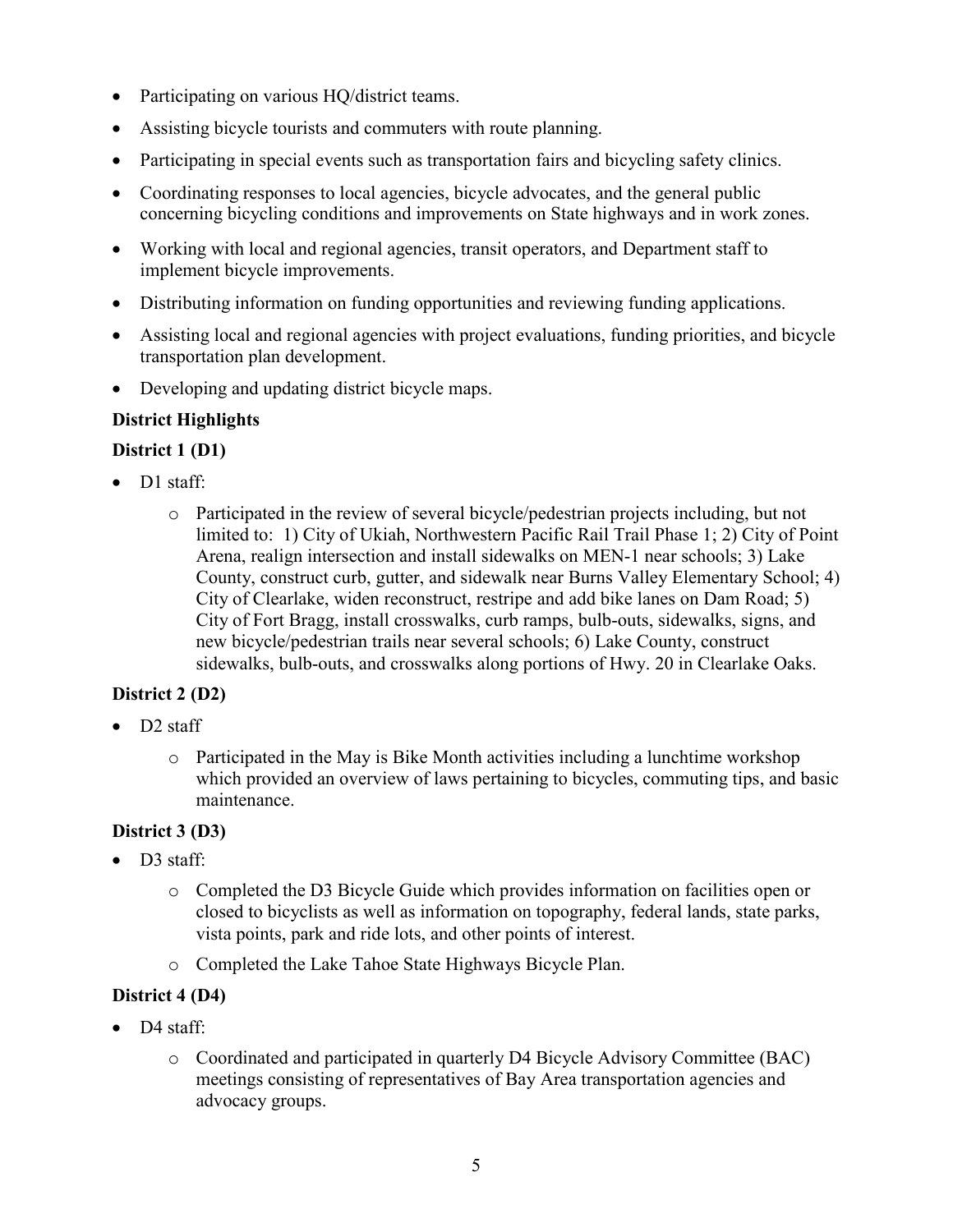- Participating on various HQ/district teams.
- Assisting bicycle tourists and commuters with route planning.
- Participating in special events such as transportation fairs and bicycling safety clinics.
- Coordinating responses to local agencies, bicycle advocates, and the general public concerning bicycling conditions and improvements on State highways and in work zones.
- Working with local and regional agencies, transit operators, and Department staff to implement bicycle improvements.
- Distributing information on funding opportunities and reviewing funding applications.
- Assisting local and regional agencies with project evaluations, funding priorities, and bicycle transportation plan development.
- Developing and updating district bicycle maps.

**District Highlights**

**District 1 (D1)**

- D1 staff:
  - Participated in the review of several bicycle/pedestrian projects including, but not limited to: 1) City of Ukiah, Northwestern Pacific Rail Trail Phase 1; 2) City of Point Arena, realign intersection and install sidewalks on MEN-1 near schools; 3) Lake County, construct curb, gutter, and sidewalk near Burns Valley Elementary School; 4) City of Clearlake, widen reconstruct, restripe and add bike lanes on Dam Road; 5) City of Fort Bragg, install crosswalks, curb ramps, bulb-outs, sidewalks, signs, and new bicycle/pedestrian trails near several schools; 6) Lake County, construct sidewalks, bulb-outs, and crosswalks along portions of Hwy. 20 in Clearlake Oaks.

**District 2 (D2)**

- D2 staff
  - Participated in the May is Bike Month activities including a lunchtime workshop which provided an overview of laws pertaining to bicycles, commuting tips, and basic maintenance.

**District 3 (D3)**

- D3 staff:
  - Completed the D3 Bicycle Guide which provides information on facilities open or closed to bicyclists as well as information on topography, federal lands, state parks, vista points, park and ride lots, and other points of interest.
  - Completed the Lake Tahoe State Highways Bicycle Plan.

**District 4 (D4)**

- D4 staff:
  - Coordinated and participated in quarterly D4 Bicycle Advisory Committee (BAC) meetings consisting of representatives of Bay Area transportation agencies and advocacy groups.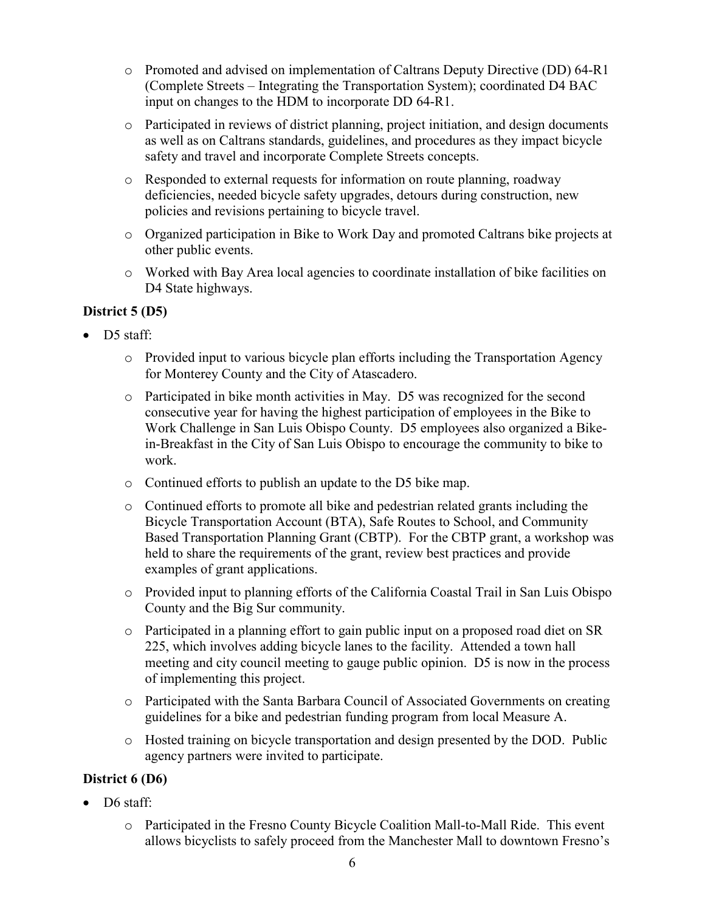- Promoted and advised on implementation of Caltrans Deputy Directive (DD) 64-R1 (Complete Streets – Integrating the Transportation System); coordinated D4 BAC input on changes to the HDM to incorporate DD 64-R1.
- Participated in reviews of district planning, project initiation, and design documents as well as on Caltrans standards, guidelines, and procedures as they impact bicycle safety and travel and incorporate Complete Streets concepts.
- Responded to external requests for information on route planning, roadway deficiencies, needed bicycle safety upgrades, detours during construction, new policies and revisions pertaining to bicycle travel.
- Organized participation in Bike to Work Day and promoted Caltrans bike projects at other public events.
- Worked with Bay Area local agencies to coordinate installation of bike facilities on D4 State highways.

**District 5 (D5)**

- D5 staff:
  - Provided input to various bicycle plan efforts including the Transportation Agency for Monterey County and the City of Atascadero.
  - Participated in bike month activities in May. D5 was recognized for the second consecutive year for having the highest participation of employees in the Bike to Work Challenge in San Luis Obispo County. D5 employees also organized a Bike-in-Breakfast in the City of San Luis Obispo to encourage the community to bike to work.
  - Continued efforts to publish an update to the D5 bike map.
  - Continued efforts to promote all bike and pedestrian related grants including the Bicycle Transportation Account (BTA), Safe Routes to School, and Community Based Transportation Planning Grant (CBTP). For the CBTP grant, a workshop was held to share the requirements of the grant, review best practices and provide examples of grant applications.
  - Provided input to planning efforts of the California Coastal Trail in San Luis Obispo County and the Big Sur community.
  - Participated in a planning effort to gain public input on a proposed road diet on SR 225, which involves adding bicycle lanes to the facility. Attended a town hall meeting and city council meeting to gauge public opinion. D5 is now in the process of implementing this project.
  - Participated with the Santa Barbara Council of Associated Governments on creating guidelines for a bike and pedestrian funding program from local Measure A.
  - Hosted training on bicycle transportation and design presented by the DOD. Public agency partners were invited to participate.

**District 6 (D6)**

- D6 staff:
  - Participated in the Fresno County Bicycle Coalition Mall-to-Mall Ride. This event allows bicyclists to safely proceed from the Manchester Mall to downtown Fresno's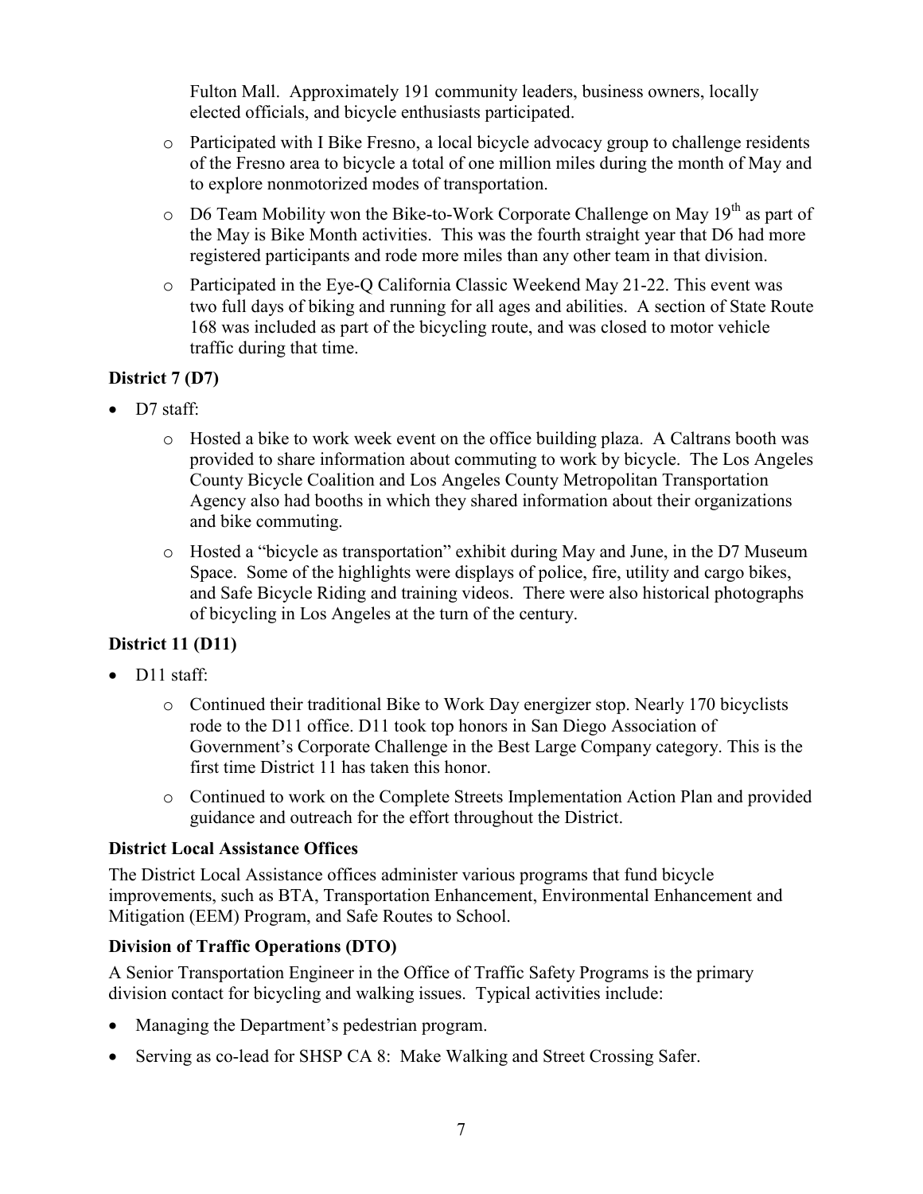Fulton Mall. Approximately 191 community leaders, business owners, locally elected officials, and bicycle enthusiasts participated.

  - Participated with I Bike Fresno, a local bicycle advocacy group to challenge residents of the Fresno area to bicycle a total of one million miles during the month of May and to explore nonmotorized modes of transportation.
  - D6 Team Mobility won the Bike-to-Work Corporate Challenge on May 19th as part of the May is Bike Month activities. This was the fourth straight year that D6 had more registered participants and rode more miles than any other team in that division.
  - Participated in the Eye-Q California Classic Weekend May 21-22. This event was two full days of biking and running for all ages and abilities. A section of State Route 168 was included as part of the bicycling route, and was closed to motor vehicle traffic during that time.

### District 7 (D7)

- D7 staff:
  - Hosted a bike to work week event on the office building plaza. A Caltrans booth was provided to share information about commuting to work by bicycle. The Los Angeles County Bicycle Coalition and Los Angeles County Metropolitan Transportation Agency also had booths in which they shared information about their organizations and bike commuting.
  - Hosted a "bicycle as transportation" exhibit during May and June, in the D7 Museum Space. Some of the highlights were displays of police, fire, utility and cargo bikes, and Safe Bicycle Riding and training videos. There were also historical photographs of bicycling in Los Angeles at the turn of the century.

### District 11 (D11)

- D11 staff:
  - Continued their traditional Bike to Work Day energizer stop. Nearly 170 bicyclists rode to the D11 office. D11 took top honors in San Diego Association of Government's Corporate Challenge in the Best Large Company category. This is the first time District 11 has taken this honor.
  - Continued to work on the Complete Streets Implementation Action Plan and provided guidance and outreach for the effort throughout the District.

### District Local Assistance Offices

The District Local Assistance offices administer various programs that fund bicycle improvements, such as BTA, Transportation Enhancement, Environmental Enhancement and Mitigation (EEM) Program, and Safe Routes to School.

### Division of Traffic Operations (DTO)

A Senior Transportation Engineer in the Office of Traffic Safety Programs is the primary division contact for bicycling and walking issues. Typical activities include:

- Managing the Department's pedestrian program.
- Serving as co-lead for SHSP CA 8: Make Walking and Street Crossing Safer.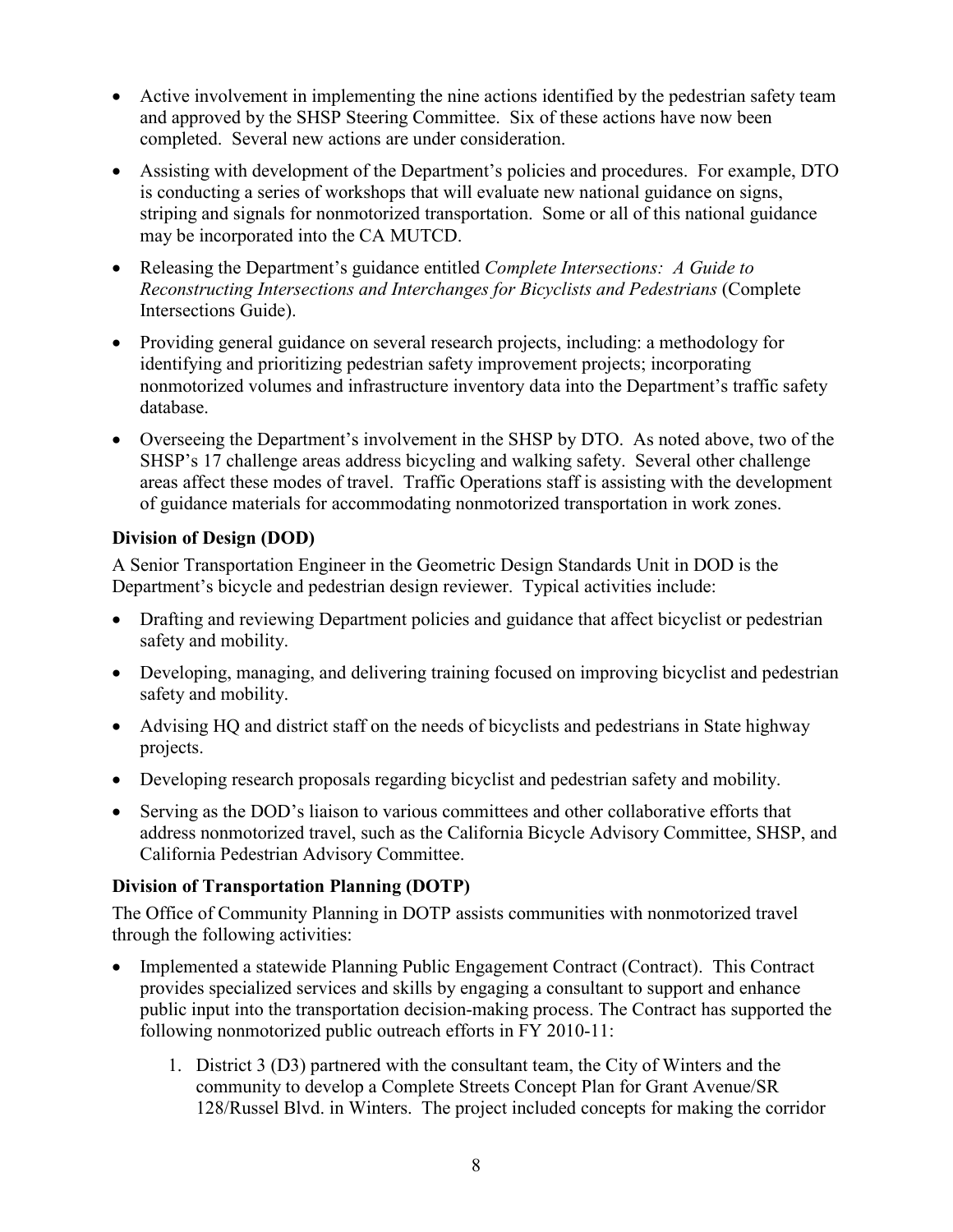- Active involvement in implementing the nine actions identified by the pedestrian safety team and approved by the SHSP Steering Committee. Six of these actions have now been completed. Several new actions are under consideration.
- Assisting with development of the Department's policies and procedures. For example, DTO is conducting a series of workshops that will evaluate new national guidance on signs, striping and signals for nonmotorized transportation. Some or all of this national guidance may be incorporated into the CA MUTCD.
- Releasing the Department's guidance entitled *Complete Intersections: A Guide to Reconstructing Intersections and Interchanges for Bicyclists and Pedestrians* (Complete Intersections Guide).
- Providing general guidance on several research projects, including: a methodology for identifying and prioritizing pedestrian safety improvement projects; incorporating nonmotorized volumes and infrastructure inventory data into the Department's traffic safety database.
- Overseeing the Department's involvement in the SHSP by DTO. As noted above, two of the SHSP's 17 challenge areas address bicycling and walking safety. Several other challenge areas affect these modes of travel. Traffic Operations staff is assisting with the development of guidance materials for accommodating nonmotorized transportation in work zones.

**Division of Design (DOD)**

A Senior Transportation Engineer in the Geometric Design Standards Unit in DOD is the Department's bicycle and pedestrian design reviewer. Typical activities include:

- Drafting and reviewing Department policies and guidance that affect bicyclist or pedestrian safety and mobility.
- Developing, managing, and delivering training focused on improving bicyclist and pedestrian safety and mobility.
- Advising HQ and district staff on the needs of bicyclists and pedestrians in State highway projects.
- Developing research proposals regarding bicyclist and pedestrian safety and mobility.
- Serving as the DOD's liaison to various committees and other collaborative efforts that address nonmotorized travel, such as the California Bicycle Advisory Committee, SHSP, and California Pedestrian Advisory Committee.

**Division of Transportation Planning (DOTP)**

The Office of Community Planning in DOTP assists communities with nonmotorized travel through the following activities:

- Implemented a statewide Planning Public Engagement Contract (Contract). This Contract provides specialized services and skills by engaging a consultant to support and enhance public input into the transportation decision-making process. The Contract has supported the following nonmotorized public outreach efforts in FY 2010-11:
  1. District 3 (D3) partnered with the consultant team, the City of Winters and the community to develop a Complete Streets Concept Plan for Grant Avenue/SR 128/Russel Blvd. in Winters. The project included concepts for making the corridor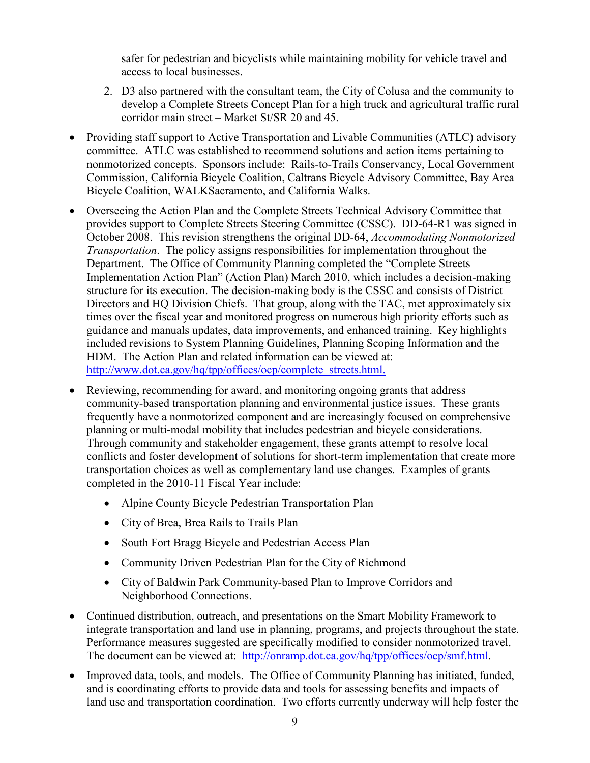safer for pedestrian and bicyclists while maintaining mobility for vehicle travel and access to local businesses.

2. D3 also partnered with the consultant team, the City of Colusa and the community to develop a Complete Streets Concept Plan for a high truck and agricultural traffic rural corridor main street – Market St/SR 20 and 45.

- Providing staff support to Active Transportation and Livable Communities (ATLC) advisory committee. ATLC was established to recommend solutions and action items pertaining to nonmotorized concepts. Sponsors include: Rails-to-Trails Conservancy, Local Government Commission, California Bicycle Coalition, Caltrans Bicycle Advisory Committee, Bay Area Bicycle Coalition, WALKSacramento, and California Walks.

- Overseeing the Action Plan and the Complete Streets Technical Advisory Committee that provides support to Complete Streets Steering Committee (CSSC). DD-64-R1 was signed in October 2008. This revision strengthens the original DD-64, *Accommodating Nonmotorized Transportation*. The policy assigns responsibilities for implementation throughout the Department. The Office of Community Planning completed the "Complete Streets Implementation Action Plan" (Action Plan) March 2010, which includes a decision-making structure for its execution. The decision-making body is the CSSC and consists of District Directors and HQ Division Chiefs. That group, along with the TAC, met approximately six times over the fiscal year and monitored progress on numerous high priority efforts such as guidance and manuals updates, data improvements, and enhanced training. Key highlights included revisions to System Planning Guidelines, Planning Scoping Information and the HDM. The Action Plan and related information can be viewed at: http://www.dot.ca.gov/hq/tpp/offices/ocp/complete_streets.html.

- Reviewing, recommending for award, and monitoring ongoing grants that address community-based transportation planning and environmental justice issues. These grants frequently have a nonmotorized component and are increasingly focused on comprehensive planning or multi-modal mobility that includes pedestrian and bicycle considerations. Through community and stakeholder engagement, these grants attempt to resolve local conflicts and foster development of solutions for short-term implementation that create more transportation choices as well as complementary land use changes. Examples of grants completed in the 2010-11 Fiscal Year include:
  - Alpine County Bicycle Pedestrian Transportation Plan
  - City of Brea, Brea Rails to Trails Plan
  - South Fort Bragg Bicycle and Pedestrian Access Plan
  - Community Driven Pedestrian Plan for the City of Richmond
  - City of Baldwin Park Community-based Plan to Improve Corridors and Neighborhood Connections.

- Continued distribution, outreach, and presentations on the Smart Mobility Framework to integrate transportation and land use in planning, programs, and projects throughout the state. Performance measures suggested are specifically modified to consider nonmotorized travel. The document can be viewed at: http://onramp.dot.ca.gov/hq/tpp/offices/ocp/smf.html.

- Improved data, tools, and models. The Office of Community Planning has initiated, funded, and is coordinating efforts to provide data and tools for assessing benefits and impacts of land use and transportation coordination. Two efforts currently underway will help foster the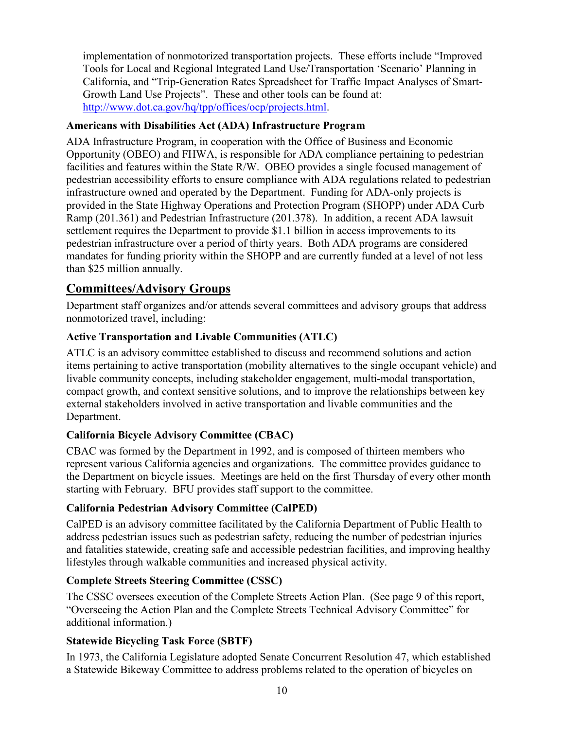implementation of nonmotorized transportation projects. These efforts include "Improved Tools for Local and Regional Integrated Land Use/Transportation 'Scenario' Planning in California, and "Trip-Generation Rates Spreadsheet for Traffic Impact Analyses of Smart-Growth Land Use Projects". These and other tools can be found at: http://www.dot.ca.gov/hq/tpp/offices/ocp/projects.html.

**Americans with Disabilities Act (ADA) Infrastructure Program**

ADA Infrastructure Program, in cooperation with the Office of Business and Economic Opportunity (OBEO) and FHWA, is responsible for ADA compliance pertaining to pedestrian facilities and features within the State R/W. OBEO provides a single focused management of pedestrian accessibility efforts to ensure compliance with ADA regulations related to pedestrian infrastructure owned and operated by the Department. Funding for ADA-only projects is provided in the State Highway Operations and Protection Program (SHOPP) under ADA Curb Ramp (201.361) and Pedestrian Infrastructure (201.378). In addition, a recent ADA lawsuit settlement requires the Department to provide $1.1 billion in access improvements to its pedestrian infrastructure over a period of thirty years. Both ADA programs are considered mandates for funding priority within the SHOPP and are currently funded at a level of not less than $25 million annually.

## Committees/Advisory Groups

Department staff organizes and/or attends several committees and advisory groups that address nonmotorized travel, including:

**Active Transportation and Livable Communities (ATLC)**

ATLC is an advisory committee established to discuss and recommend solutions and action items pertaining to active transportation (mobility alternatives to the single occupant vehicle) and livable community concepts, including stakeholder engagement, multi-modal transportation, compact growth, and context sensitive solutions, and to improve the relationships between key external stakeholders involved in active transportation and livable communities and the Department.

**California Bicycle Advisory Committee (CBAC)**

CBAC was formed by the Department in 1992, and is composed of thirteen members who represent various California agencies and organizations. The committee provides guidance to the Department on bicycle issues. Meetings are held on the first Thursday of every other month starting with February. BFU provides staff support to the committee.

**California Pedestrian Advisory Committee (CalPED)**

CalPED is an advisory committee facilitated by the California Department of Public Health to address pedestrian issues such as pedestrian safety, reducing the number of pedestrian injuries and fatalities statewide, creating safe and accessible pedestrian facilities, and improving healthy lifestyles through walkable communities and increased physical activity.

**Complete Streets Steering Committee (CSSC)**

The CSSC oversees execution of the Complete Streets Action Plan. (See page 9 of this report, "Overseeing the Action Plan and the Complete Streets Technical Advisory Committee" for additional information.)

**Statewide Bicycling Task Force (SBTF)**

In 1973, the California Legislature adopted Senate Concurrent Resolution 47, which established a Statewide Bikeway Committee to address problems related to the operation of bicycles on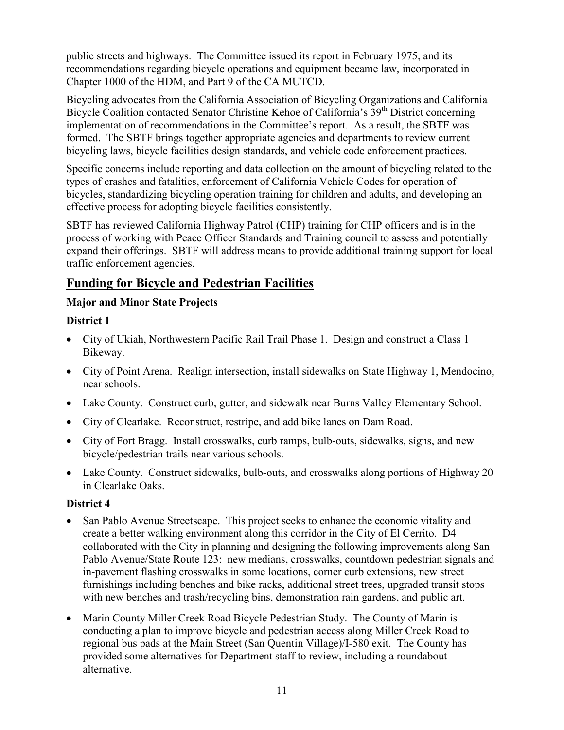public streets and highways. The Committee issued its report in February 1975, and its recommendations regarding bicycle operations and equipment became law, incorporated in Chapter 1000 of the HDM, and Part 9 of the CA MUTCD.

Bicycling advocates from the California Association of Bicycling Organizations and California Bicycle Coalition contacted Senator Christine Kehoe of California's 39th District concerning implementation of recommendations in the Committee's report. As a result, the SBTF was formed. The SBTF brings together appropriate agencies and departments to review current bicycling laws, bicycle facilities design standards, and vehicle code enforcement practices.

Specific concerns include reporting and data collection on the amount of bicycling related to the types of crashes and fatalities, enforcement of California Vehicle Codes for operation of bicycles, standardizing bicycling operation training for children and adults, and developing an effective process for adopting bicycle facilities consistently.

SBTF has reviewed California Highway Patrol (CHP) training for CHP officers and is in the process of working with Peace Officer Standards and Training council to assess and potentially expand their offerings. SBTF will address means to provide additional training support for local traffic enforcement agencies.

## Funding for Bicycle and Pedestrian Facilities

### Major and Minor State Projects

### District 1

- City of Ukiah, Northwestern Pacific Rail Trail Phase 1. Design and construct a Class 1 Bikeway.
- City of Point Arena. Realign intersection, install sidewalks on State Highway 1, Mendocino, near schools.
- Lake County. Construct curb, gutter, and sidewalk near Burns Valley Elementary School.
- City of Clearlake. Reconstruct, restripe, and add bike lanes on Dam Road.
- City of Fort Bragg. Install crosswalks, curb ramps, bulb-outs, sidewalks, signs, and new bicycle/pedestrian trails near various schools.
- Lake County. Construct sidewalks, bulb-outs, and crosswalks along portions of Highway 20 in Clearlake Oaks.

### District 4

- San Pablo Avenue Streetscape. This project seeks to enhance the economic vitality and create a better walking environment along this corridor in the City of El Cerrito. D4 collaborated with the City in planning and designing the following improvements along San Pablo Avenue/State Route 123: new medians, crosswalks, countdown pedestrian signals and in-pavement flashing crosswalks in some locations, corner curb extensions, new street furnishings including benches and bike racks, additional street trees, upgraded transit stops with new benches and trash/recycling bins, demonstration rain gardens, and public art.
- Marin County Miller Creek Road Bicycle Pedestrian Study. The County of Marin is conducting a plan to improve bicycle and pedestrian access along Miller Creek Road to regional bus pads at the Main Street (San Quentin Village)/I-580 exit. The County has provided some alternatives for Department staff to review, including a roundabout alternative.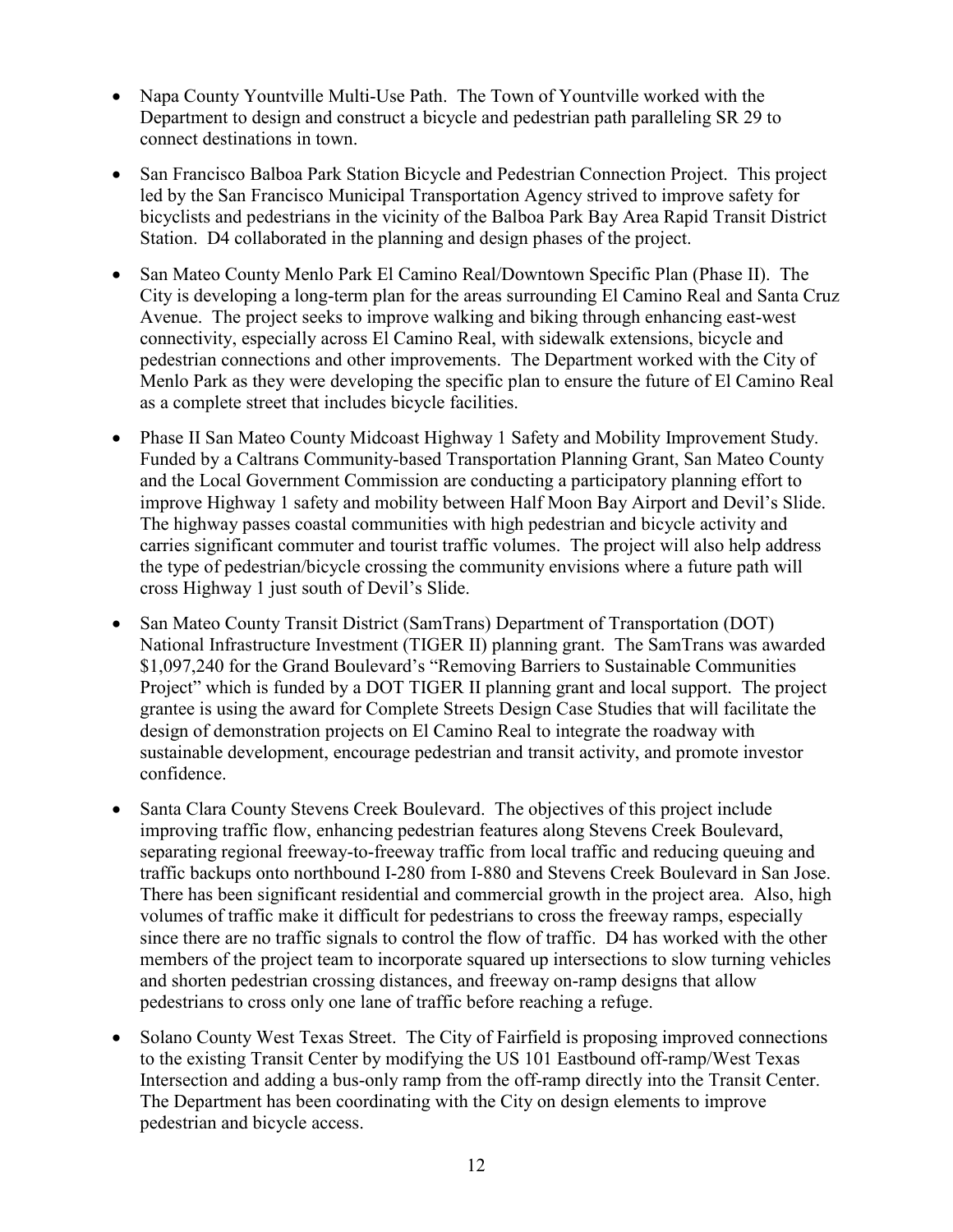- Napa County Yountville Multi-Use Path. The Town of Yountville worked with the Department to design and construct a bicycle and pedestrian path paralleling SR 29 to connect destinations in town.

- San Francisco Balboa Park Station Bicycle and Pedestrian Connection Project. This project led by the San Francisco Municipal Transportation Agency strived to improve safety for bicyclists and pedestrians in the vicinity of the Balboa Park Bay Area Rapid Transit District Station. D4 collaborated in the planning and design phases of the project.

- San Mateo County Menlo Park El Camino Real/Downtown Specific Plan (Phase II). The City is developing a long-term plan for the areas surrounding El Camino Real and Santa Cruz Avenue. The project seeks to improve walking and biking through enhancing east-west connectivity, especially across El Camino Real, with sidewalk extensions, bicycle and pedestrian connections and other improvements. The Department worked with the City of Menlo Park as they were developing the specific plan to ensure the future of El Camino Real as a complete street that includes bicycle facilities.

- Phase II San Mateo County Midcoast Highway 1 Safety and Mobility Improvement Study. Funded by a Caltrans Community-based Transportation Planning Grant, San Mateo County and the Local Government Commission are conducting a participatory planning effort to improve Highway 1 safety and mobility between Half Moon Bay Airport and Devil's Slide. The highway passes coastal communities with high pedestrian and bicycle activity and carries significant commuter and tourist traffic volumes. The project will also help address the type of pedestrian/bicycle crossing the community envisions where a future path will cross Highway 1 just south of Devil's Slide.

- San Mateo County Transit District (SamTrans) Department of Transportation (DOT) National Infrastructure Investment (TIGER II) planning grant. The SamTrans was awarded $1,097,240 for the Grand Boulevard's "Removing Barriers to Sustainable Communities Project" which is funded by a DOT TIGER II planning grant and local support. The project grantee is using the award for Complete Streets Design Case Studies that will facilitate the design of demonstration projects on El Camino Real to integrate the roadway with sustainable development, encourage pedestrian and transit activity, and promote investor confidence.

- Santa Clara County Stevens Creek Boulevard. The objectives of this project include improving traffic flow, enhancing pedestrian features along Stevens Creek Boulevard, separating regional freeway-to-freeway traffic from local traffic and reducing queuing and traffic backups onto northbound I-280 from I-880 and Stevens Creek Boulevard in San Jose. There has been significant residential and commercial growth in the project area. Also, high volumes of traffic make it difficult for pedestrians to cross the freeway ramps, especially since there are no traffic signals to control the flow of traffic. D4 has worked with the other members of the project team to incorporate squared up intersections to slow turning vehicles and shorten pedestrian crossing distances, and freeway on-ramp designs that allow pedestrians to cross only one lane of traffic before reaching a refuge.

- Solano County West Texas Street. The City of Fairfield is proposing improved connections to the existing Transit Center by modifying the US 101 Eastbound off-ramp/West Texas Intersection and adding a bus-only ramp from the off-ramp directly into the Transit Center. The Department has been coordinating with the City on design elements to improve pedestrian and bicycle access.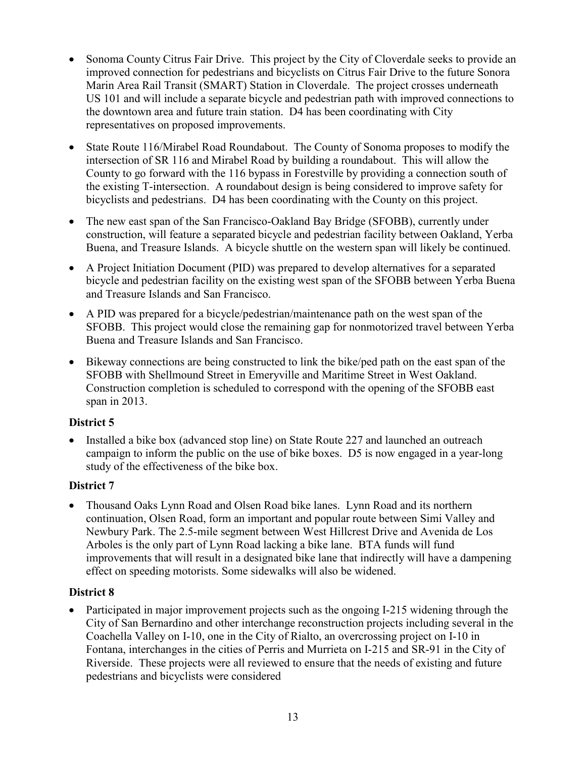- Sonoma County Citrus Fair Drive. This project by the City of Cloverdale seeks to provide an improved connection for pedestrians and bicyclists on Citrus Fair Drive to the future Sonora Marin Area Rail Transit (SMART) Station in Cloverdale. The project crosses underneath US 101 and will include a separate bicycle and pedestrian path with improved connections to the downtown area and future train station. D4 has been coordinating with City representatives on proposed improvements.
- State Route 116/Mirabel Road Roundabout. The County of Sonoma proposes to modify the intersection of SR 116 and Mirabel Road by building a roundabout. This will allow the County to go forward with the 116 bypass in Forestville by providing a connection south of the existing T-intersection. A roundabout design is being considered to improve safety for bicyclists and pedestrians. D4 has been coordinating with the County on this project.
- The new east span of the San Francisco-Oakland Bay Bridge (SFOBB), currently under construction, will feature a separated bicycle and pedestrian facility between Oakland, Yerba Buena, and Treasure Islands. A bicycle shuttle on the western span will likely be continued.
- A Project Initiation Document (PID) was prepared to develop alternatives for a separated bicycle and pedestrian facility on the existing west span of the SFOBB between Yerba Buena and Treasure Islands and San Francisco.
- A PID was prepared for a bicycle/pedestrian/maintenance path on the west span of the SFOBB. This project would close the remaining gap for nonmotorized travel between Yerba Buena and Treasure Islands and San Francisco.
- Bikeway connections are being constructed to link the bike/ped path on the east span of the SFOBB with Shellmound Street in Emeryville and Maritime Street in West Oakland. Construction completion is scheduled to correspond with the opening of the SFOBB east span in 2013.

### District 5

- Installed a bike box (advanced stop line) on State Route 227 and launched an outreach campaign to inform the public on the use of bike boxes. D5 is now engaged in a year-long study of the effectiveness of the bike box.

### District 7

- Thousand Oaks Lynn Road and Olsen Road bike lanes. Lynn Road and its northern continuation, Olsen Road, form an important and popular route between Simi Valley and Newbury Park. The 2.5-mile segment between West Hillcrest Drive and Avenida de Los Arboles is the only part of Lynn Road lacking a bike lane. BTA funds will fund improvements that will result in a designated bike lane that indirectly will have a dampening effect on speeding motorists. Some sidewalks will also be widened.

### District 8

- Participated in major improvement projects such as the ongoing I-215 widening through the City of San Bernardino and other interchange reconstruction projects including several in the Coachella Valley on I-10, one in the City of Rialto, an overcrossing project on I-10 in Fontana, interchanges in the cities of Perris and Murrieta on I-215 and SR-91 in the City of Riverside. These projects were all reviewed to ensure that the needs of existing and future pedestrians and bicyclists were considered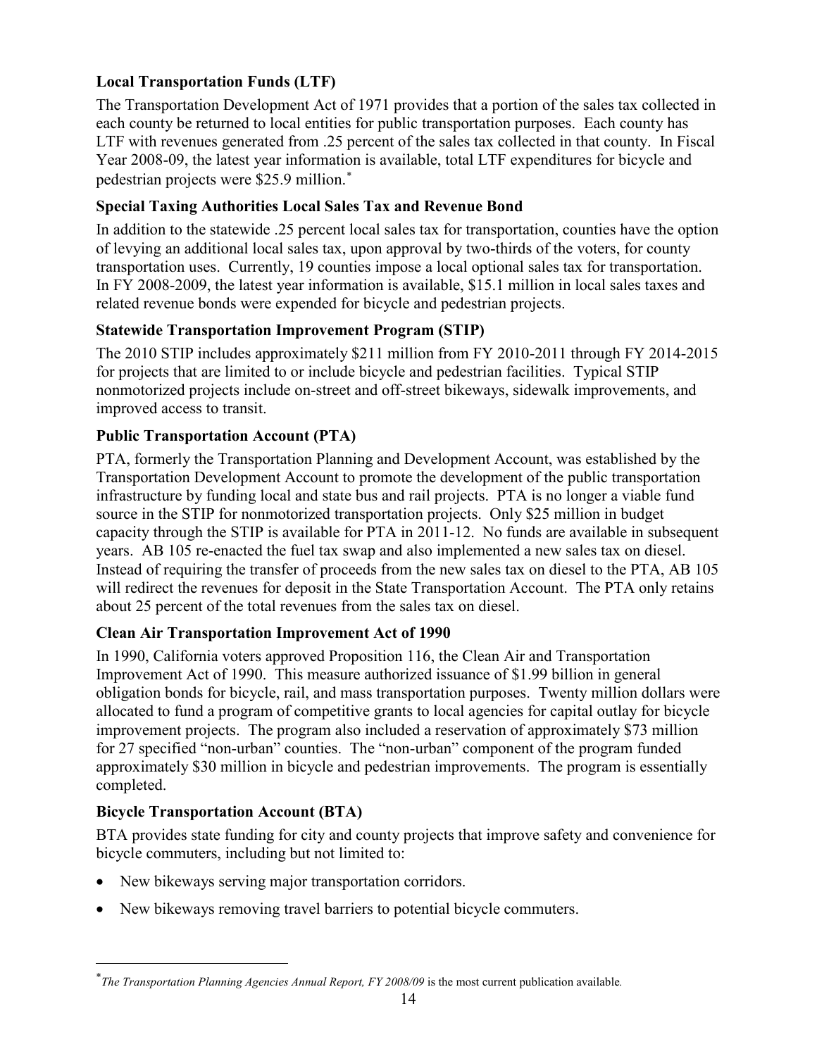### Local Transportation Funds (LTF)

The Transportation Development Act of 1971 provides that a portion of the sales tax collected in each county be returned to local entities for public transportation purposes. Each county has LTF with revenues generated from .25 percent of the sales tax collected in that county. In Fiscal Year 2008-09, the latest year information is available, total LTF expenditures for bicycle and pedestrian projects were $25.9 million.*

### Special Taxing Authorities Local Sales Tax and Revenue Bond

In addition to the statewide .25 percent local sales tax for transportation, counties have the option of levying an additional local sales tax, upon approval by two-thirds of the voters, for county transportation uses. Currently, 19 counties impose a local optional sales tax for transportation. In FY 2008-2009, the latest year information is available, $15.1 million in local sales taxes and related revenue bonds were expended for bicycle and pedestrian projects.

### Statewide Transportation Improvement Program (STIP)

The 2010 STIP includes approximately $211 million from FY 2010-2011 through FY 2014-2015 for projects that are limited to or include bicycle and pedestrian facilities. Typical STIP nonmotorized projects include on-street and off-street bikeways, sidewalk improvements, and improved access to transit.

### Public Transportation Account (PTA)

PTA, formerly the Transportation Planning and Development Account, was established by the Transportation Development Account to promote the development of the public transportation infrastructure by funding local and state bus and rail projects. PTA is no longer a viable fund source in the STIP for nonmotorized transportation projects. Only $25 million in budget capacity through the STIP is available for PTA in 2011-12. No funds are available in subsequent years. AB 105 re-enacted the fuel tax swap and also implemented a new sales tax on diesel. Instead of requiring the transfer of proceeds from the new sales tax on diesel to the PTA, AB 105 will redirect the revenues for deposit in the State Transportation Account. The PTA only retains about 25 percent of the total revenues from the sales tax on diesel.

### Clean Air Transportation Improvement Act of 1990

In 1990, California voters approved Proposition 116, the Clean Air and Transportation Improvement Act of 1990. This measure authorized issuance of $1.99 billion in general obligation bonds for bicycle, rail, and mass transportation purposes. Twenty million dollars were allocated to fund a program of competitive grants to local agencies for capital outlay for bicycle improvement projects. The program also included a reservation of approximately $73 million for 27 specified "non-urban" counties. The "non-urban" component of the program funded approximately $30 million in bicycle and pedestrian improvements. The program is essentially completed.

### Bicycle Transportation Account (BTA)

BTA provides state funding for city and county projects that improve safety and convenience for bicycle commuters, including but not limited to:

- New bikeways serving major transportation corridors.
- New bikeways removing travel barriers to potential bicycle commuters.

---

* *The Transportation Planning Agencies Annual Report, FY 2008/09* is the most current publication available.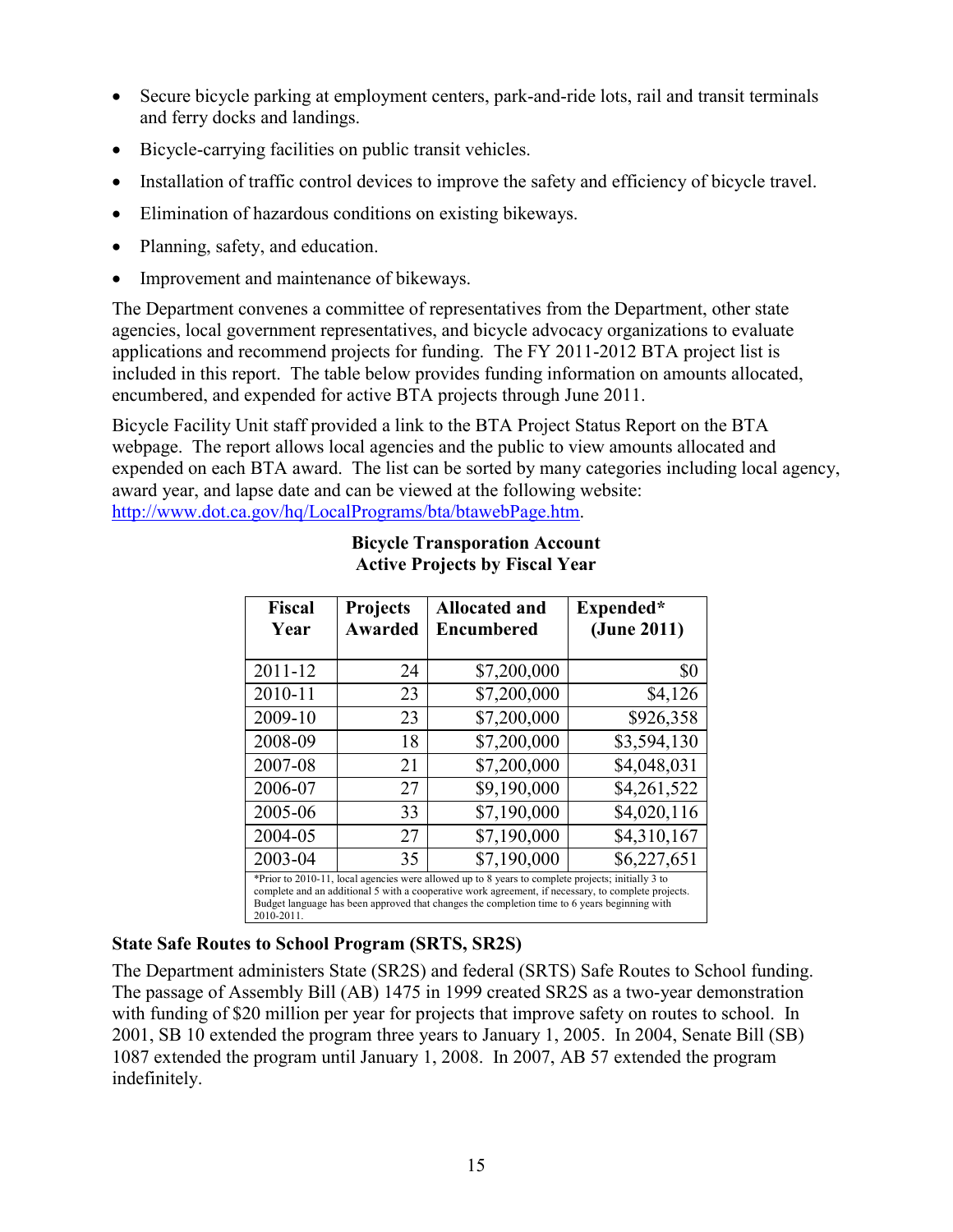- Secure bicycle parking at employment centers, park-and-ride lots, rail and transit terminals and ferry docks and landings.
- Bicycle-carrying facilities on public transit vehicles.
- Installation of traffic control devices to improve the safety and efficiency of bicycle travel.
- Elimination of hazardous conditions on existing bikeways.
- Planning, safety, and education.
- Improvement and maintenance of bikeways.

The Department convenes a committee of representatives from the Department, other state agencies, local government representatives, and bicycle advocacy organizations to evaluate applications and recommend projects for funding. The FY 2011-2012 BTA project list is included in this report. The table below provides funding information on amounts allocated, encumbered, and expended for active BTA projects through June 2011.

Bicycle Facility Unit staff provided a link to the BTA Project Status Report on the BTA webpage. The report allows local agencies and the public to view amounts allocated and expended on each BTA award. The list can be sorted by many categories including local agency, award year, and lapse date and can be viewed at the following website: http://www.dot.ca.gov/hq/LocalPrograms/bta/btawebPage.htm.

**Bicycle Transporation Account Active Projects by Fiscal Year**

| Fiscal Year | Projects Awarded | Allocated and Encumbered | Expended* (June 2011) |
|---|---|---|---|
| 2011-12 | 24 | $7,200,000 | $0 |
| 2010-11 | 23 | $7,200,000 | $4,126 |
| 2009-10 | 23 | $7,200,000 | $926,358 |
| 2008-09 | 18 | $7,200,000 | $3,594,130 |
| 2007-08 | 21 | $7,200,000 | $4,048,031 |
| 2006-07 | 27 | $9,190,000 | $4,261,522 |
| 2005-06 | 33 | $7,190,000 | $4,020,116 |
| 2004-05 | 27 | $7,190,000 | $4,310,167 |
| 2003-04 | 35 | $7,190,000 | $6,227,651 |

*Prior to 2010-11, local agencies were allowed up to 8 years to complete projects; initially 3 to complete and an additional 5 with a cooperative work agreement, if necessary, to complete projects. Budget language has been approved that changes the completion time to 6 years beginning with 2010-2011.

### State Safe Routes to School Program (SRTS, SR2S)

The Department administers State (SR2S) and federal (SRTS) Safe Routes to School funding. The passage of Assembly Bill (AB) 1475 in 1999 created SR2S as a two-year demonstration with funding of $20 million per year for projects that improve safety on routes to school. In 2001, SB 10 extended the program three years to January 1, 2005. In 2004, Senate Bill (SB) 1087 extended the program until January 1, 2008. In 2007, AB 57 extended the program indefinitely.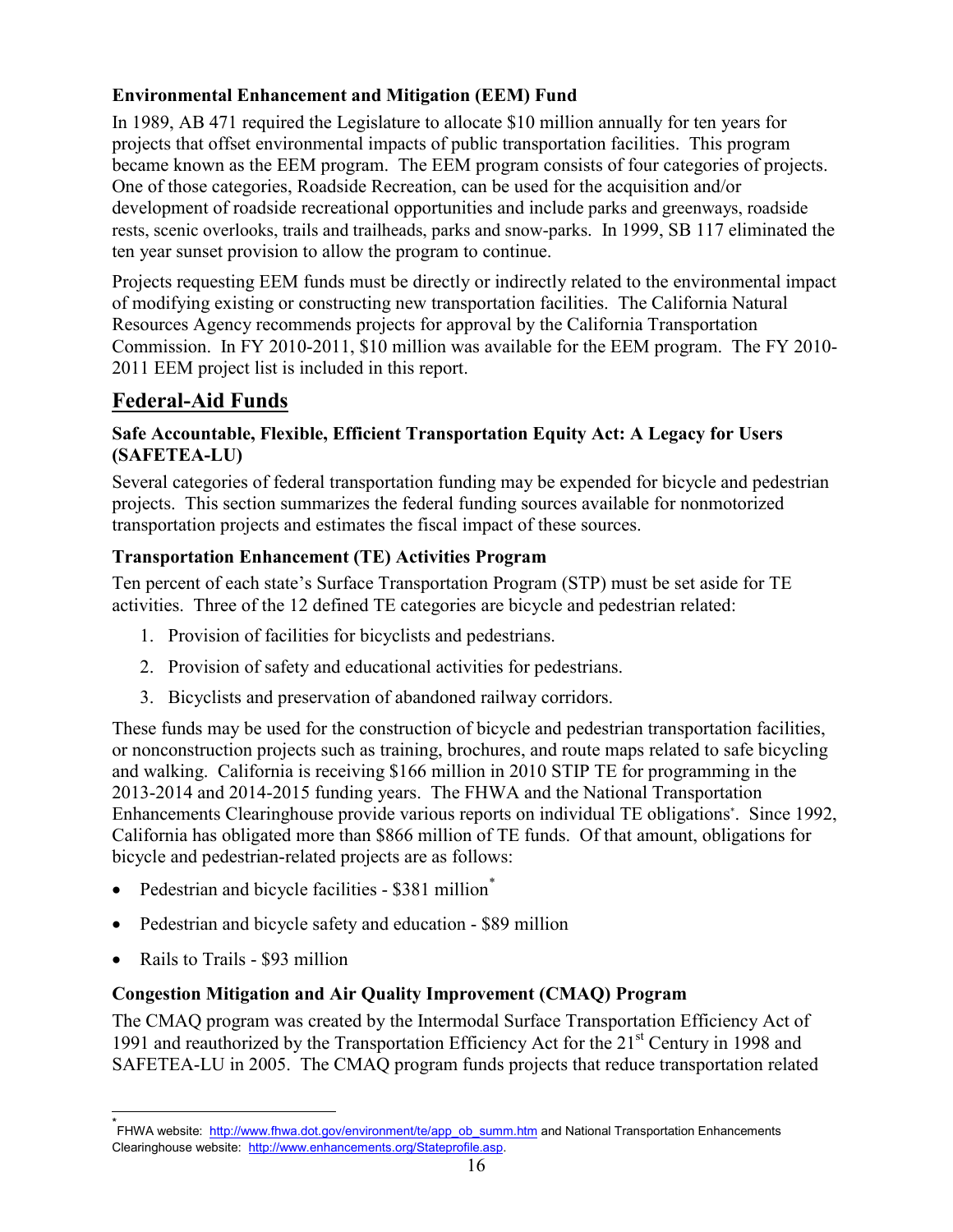### Environmental Enhancement and Mitigation (EEM) Fund

In 1989, AB 471 required the Legislature to allocate $10 million annually for ten years for projects that offset environmental impacts of public transportation facilities. This program became known as the EEM program. The EEM program consists of four categories of projects. One of those categories, Roadside Recreation, can be used for the acquisition and/or development of roadside recreational opportunities and include parks and greenways, roadside rests, scenic overlooks, trails and trailheads, parks and snow-parks. In 1999, SB 117 eliminated the ten year sunset provision to allow the program to continue.

Projects requesting EEM funds must be directly or indirectly related to the environmental impact of modifying existing or constructing new transportation facilities. The California Natural Resources Agency recommends projects for approval by the California Transportation Commission. In FY 2010-2011, $10 million was available for the EEM program. The FY 2010-2011 EEM project list is included in this report.

## Federal-Aid Funds

### Safe Accountable, Flexible, Efficient Transportation Equity Act: A Legacy for Users (SAFETEA-LU)

Several categories of federal transportation funding may be expended for bicycle and pedestrian projects. This section summarizes the federal funding sources available for nonmotorized transportation projects and estimates the fiscal impact of these sources.

### Transportation Enhancement (TE) Activities Program

Ten percent of each state's Surface Transportation Program (STP) must be set aside for TE activities. Three of the 12 defined TE categories are bicycle and pedestrian related:

1. Provision of facilities for bicyclists and pedestrians.
2. Provision of safety and educational activities for pedestrians.
3. Bicyclists and preservation of abandoned railway corridors.

These funds may be used for the construction of bicycle and pedestrian transportation facilities, or nonconstruction projects such as training, brochures, and route maps related to safe bicycling and walking. California is receiving $166 million in 2010 STIP TE for programming in the 2013-2014 and 2014-2015 funding years. The FHWA and the National Transportation Enhancements Clearinghouse provide various reports on individual TE obligations[*]. Since 1992, California has obligated more than $866 million of TE funds. Of that amount, obligations for bicycle and pedestrian-related projects are as follows:

- Pedestrian and bicycle facilities - $381 million[*]
- Pedestrian and bicycle safety and education - $89 million
- Rails to Trails - $93 million

### Congestion Mitigation and Air Quality Improvement (CMAQ) Program

The CMAQ program was created by the Intermodal Surface Transportation Efficiency Act of 1991 and reauthorized by the Transportation Efficiency Act for the 21st Century in 1998 and SAFETEA-LU in 2005. The CMAQ program funds projects that reduce transportation related

[*] FHWA website: http://www.fhwa.dot.gov/environment/te/app_ob_summ.htm and National Transportation Enhancements Clearinghouse website: http://www.enhancements.org/Stateprofile.asp.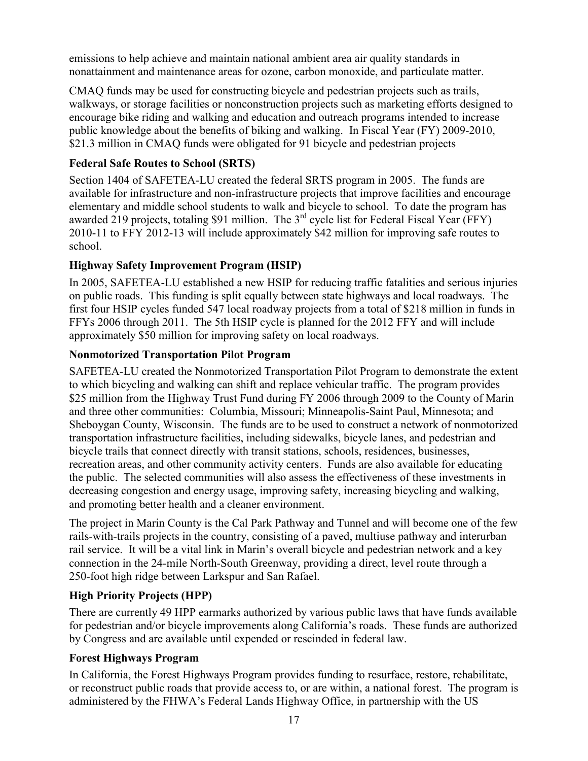emissions to help achieve and maintain national ambient area air quality standards in nonattainment and maintenance areas for ozone, carbon monoxide, and particulate matter.

CMAQ funds may be used for constructing bicycle and pedestrian projects such as trails, walkways, or storage facilities or nonconstruction projects such as marketing efforts designed to encourage bike riding and walking and education and outreach programs intended to increase public knowledge about the benefits of biking and walking. In Fiscal Year (FY) 2009-2010, $21.3 million in CMAQ funds were obligated for 91 bicycle and pedestrian projects

### Federal Safe Routes to School (SRTS)

Section 1404 of SAFETEA-LU created the federal SRTS program in 2005. The funds are available for infrastructure and non-infrastructure projects that improve facilities and encourage elementary and middle school students to walk and bicycle to school. To date the program has awarded 219 projects, totaling $91 million. The 3rd cycle list for Federal Fiscal Year (FFY) 2010-11 to FFY 2012-13 will include approximately $42 million for improving safe routes to school.

### Highway Safety Improvement Program (HSIP)

In 2005, SAFETEA-LU established a new HSIP for reducing traffic fatalities and serious injuries on public roads. This funding is split equally between state highways and local roadways. The first four HSIP cycles funded 547 local roadway projects from a total of $218 million in funds in FFYs 2006 through 2011. The 5th HSIP cycle is planned for the 2012 FFY and will include approximately $50 million for improving safety on local roadways.

### Nonmotorized Transportation Pilot Program

SAFETEA-LU created the Nonmotorized Transportation Pilot Program to demonstrate the extent to which bicycling and walking can shift and replace vehicular traffic. The program provides $25 million from the Highway Trust Fund during FY 2006 through 2009 to the County of Marin and three other communities: Columbia, Missouri; Minneapolis-Saint Paul, Minnesota; and Sheboygan County, Wisconsin. The funds are to be used to construct a network of nonmotorized transportation infrastructure facilities, including sidewalks, bicycle lanes, and pedestrian and bicycle trails that connect directly with transit stations, schools, residences, businesses, recreation areas, and other community activity centers. Funds are also available for educating the public. The selected communities will also assess the effectiveness of these investments in decreasing congestion and energy usage, improving safety, increasing bicycling and walking, and promoting better health and a cleaner environment.

The project in Marin County is the Cal Park Pathway and Tunnel and will become one of the few rails-with-trails projects in the country, consisting of a paved, multiuse pathway and interurban rail service. It will be a vital link in Marin's overall bicycle and pedestrian network and a key connection in the 24-mile North-South Greenway, providing a direct, level route through a 250-foot high ridge between Larkspur and San Rafael.

### High Priority Projects (HPP)

There are currently 49 HPP earmarks authorized by various public laws that have funds available for pedestrian and/or bicycle improvements along California's roads. These funds are authorized by Congress and are available until expended or rescinded in federal law.

### Forest Highways Program

In California, the Forest Highways Program provides funding to resurface, restore, rehabilitate, or reconstruct public roads that provide access to, or are within, a national forest. The program is administered by the FHWA's Federal Lands Highway Office, in partnership with the US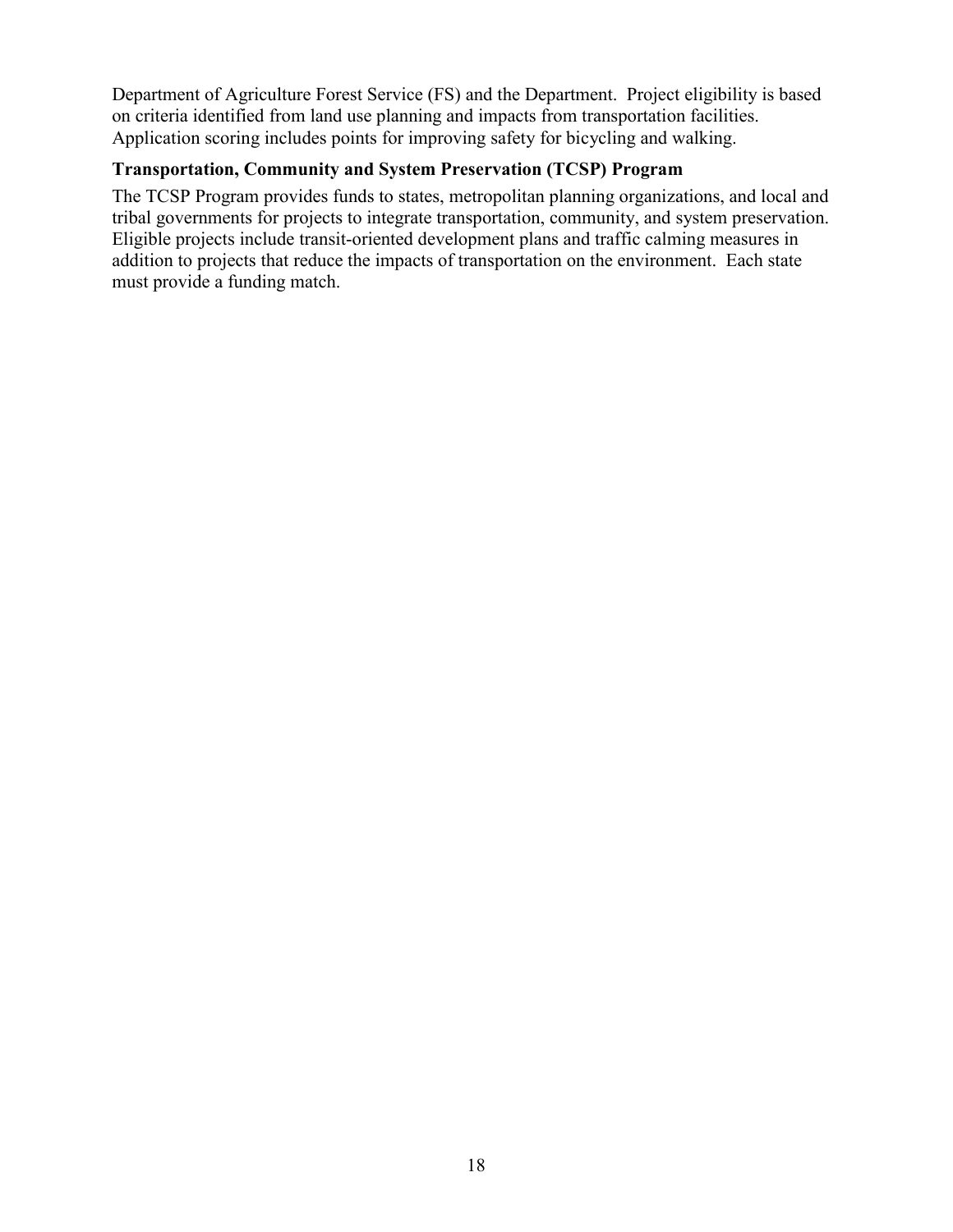Department of Agriculture Forest Service (FS) and the Department. Project eligibility is based on criteria identified from land use planning and impacts from transportation facilities. Application scoring includes points for improving safety for bicycling and walking.

### Transportation, Community and System Preservation (TCSP) Program

The TCSP Program provides funds to states, metropolitan planning organizations, and local and tribal governments for projects to integrate transportation, community, and system preservation. Eligible projects include transit-oriented development plans and traffic calming measures in addition to projects that reduce the impacts of transportation on the environment. Each state must provide a funding match.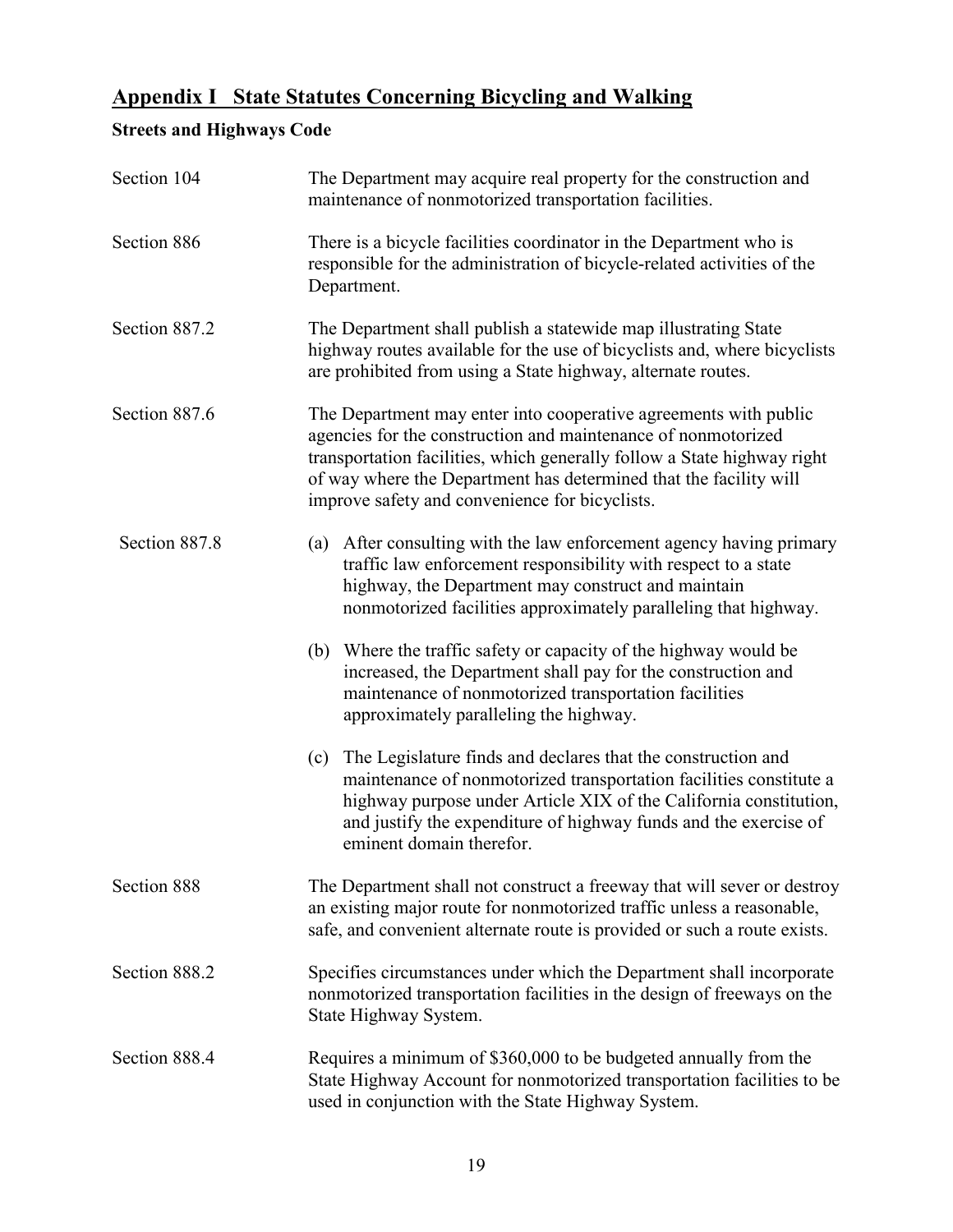# Appendix I State Statutes Concerning Bicycling and Walking

## Streets and Highways Code

| Section | Description |
|---|---|
| Section 104 | The Department may acquire real property for the construction and maintenance of nonmotorized transportation facilities. |
| Section 886 | There is a bicycle facilities coordinator in the Department who is responsible for the administration of bicycle-related activities of the Department. |
| Section 887.2 | The Department shall publish a statewide map illustrating State highway routes available for the use of bicyclists and, where bicyclists are prohibited from using a State highway, alternate routes. |
| Section 887.6 | The Department may enter into cooperative agreements with public agencies for the construction and maintenance of nonmotorized transportation facilities, which generally follow a State highway right of way where the Department has determined that the facility will improve safety and convenience for bicyclists. |
| Section 887.8 | (a) After consulting with the law enforcement agency having primary traffic law enforcement responsibility with respect to a state highway, the Department may construct and maintain nonmotorized facilities approximately paralleling that highway. |
| | (b) Where the traffic safety or capacity of the highway would be increased, the Department shall pay for the construction and maintenance of nonmotorized transportation facilities approximately paralleling the highway. |
| | (c) The Legislature finds and declares that the construction and maintenance of nonmotorized transportation facilities constitute a highway purpose under Article XIX of the California constitution, and justify the expenditure of highway funds and the exercise of eminent domain therefor. |
| Section 888 | The Department shall not construct a freeway that will sever or destroy an existing major route for nonmotorized traffic unless a reasonable, safe, and convenient alternate route is provided or such a route exists. |
| Section 888.2 | Specifies circumstances under which the Department shall incorporate nonmotorized transportation facilities in the design of freeways on the State Highway System. |
| Section 888.4 | Requires a minimum of $360,000 to be budgeted annually from the State Highway Account for nonmotorized transportation facilities to be used in conjunction with the State Highway System. |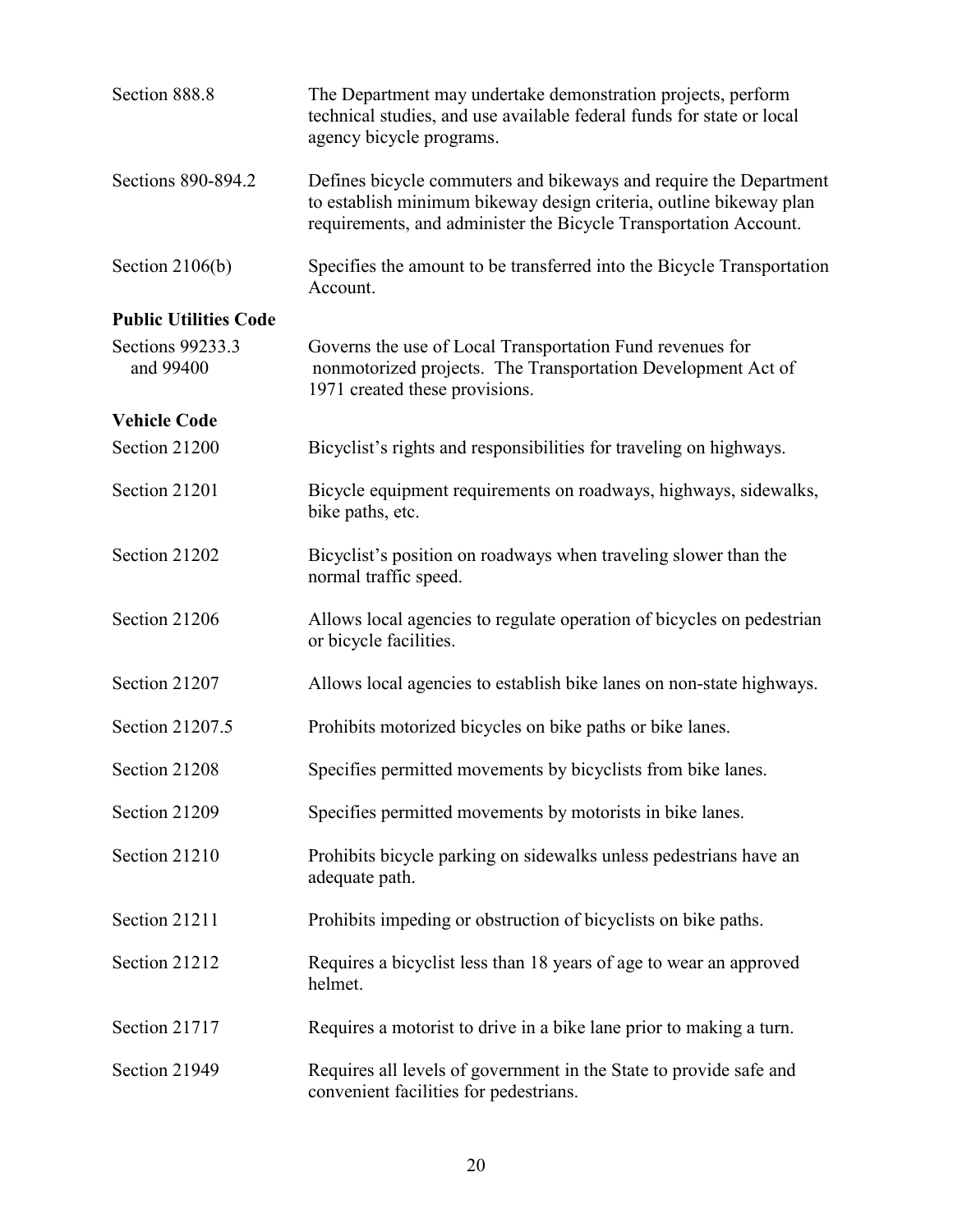| | |
|---|---|
| Section 888.8 | The Department may undertake demonstration projects, perform technical studies, and use available federal funds for state or local agency bicycle programs. |
| Sections 890-894.2 | Defines bicycle commuters and bikeways and require the Department to establish minimum bikeway design criteria, outline bikeway plan requirements, and administer the Bicycle Transportation Account. |
| Section 2106(b) | Specifies the amount to be transferred into the Bicycle Transportation Account. |
| **Public Utilities Code** | |
| Sections 99233.3 and 99400 | Governs the use of Local Transportation Fund revenues for nonmotorized projects. The Transportation Development Act of 1971 created these provisions. |
| **Vehicle Code** | |
| Section 21200 | Bicyclist's rights and responsibilities for traveling on highways. |
| Section 21201 | Bicycle equipment requirements on roadways, highways, sidewalks, bike paths, etc. |
| Section 21202 | Bicyclist's position on roadways when traveling slower than the normal traffic speed. |
| Section 21206 | Allows local agencies to regulate operation of bicycles on pedestrian or bicycle facilities. |
| Section 21207 | Allows local agencies to establish bike lanes on non-state highways. |
| Section 21207.5 | Prohibits motorized bicycles on bike paths or bike lanes. |
| Section 21208 | Specifies permitted movements by bicyclists from bike lanes. |
| Section 21209 | Specifies permitted movements by motorists in bike lanes. |
| Section 21210 | Prohibits bicycle parking on sidewalks unless pedestrians have an adequate path. |
| Section 21211 | Prohibits impeding or obstruction of bicyclists on bike paths. |
| Section 21212 | Requires a bicyclist less than 18 years of age to wear an approved helmet. |
| Section 21717 | Requires a motorist to drive in a bike lane prior to making a turn. |
| Section 21949 | Requires all levels of government in the State to provide safe and convenient facilities for pedestrians. |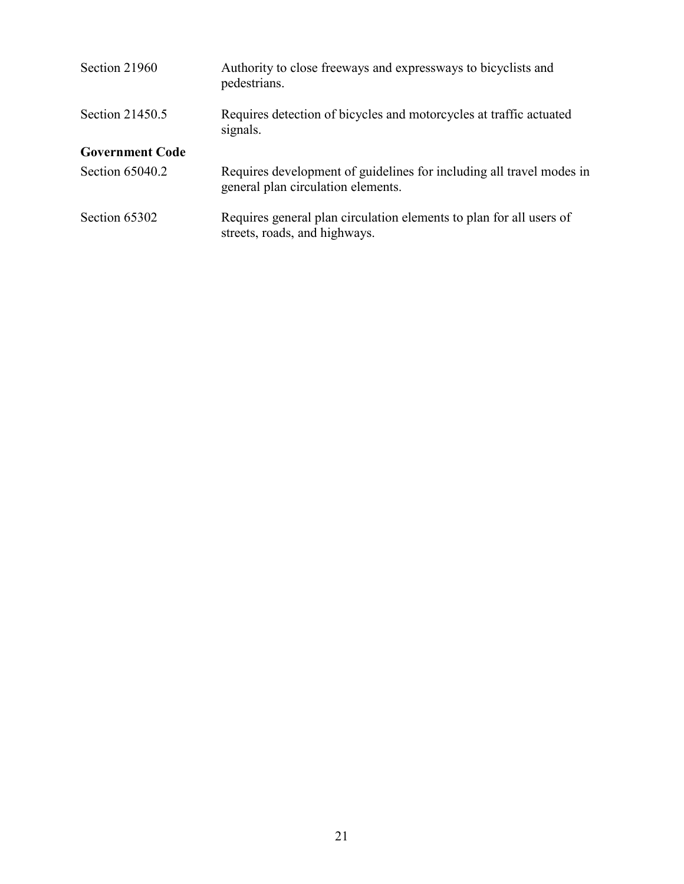| | |
|---|---|
| Section 21960 | Authority to close freeways and expressways to bicyclists and pedestrians. |
| Section 21450.5 | Requires detection of bicycles and motorcycles at traffic actuated signals. |
| **Government Code** | |
| Section 65040.2 | Requires development of guidelines for including all travel modes in general plan circulation elements. |
| Section 65302 | Requires general plan circulation elements to plan for all users of streets, roads, and highways. |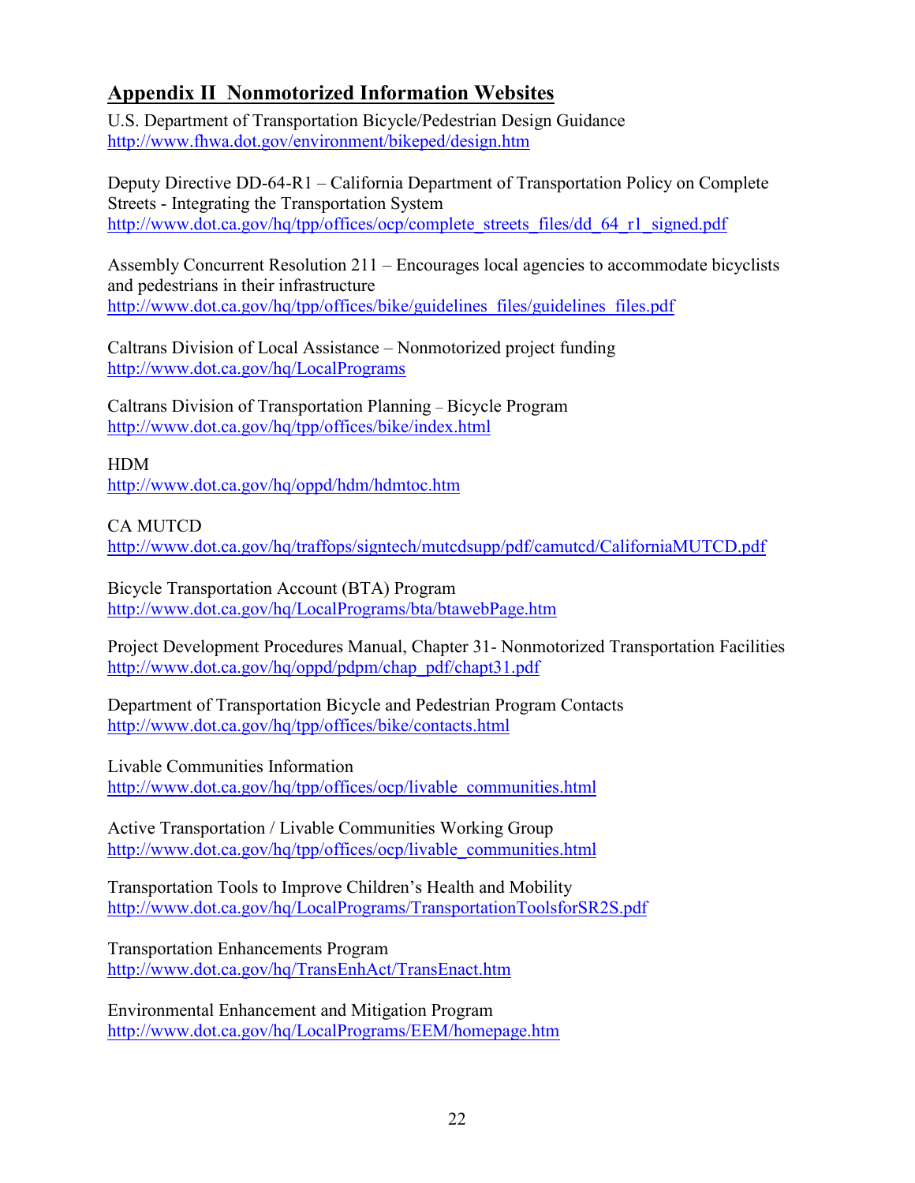## Appendix II  Nonmotorized Information Websites

U.S. Department of Transportation Bicycle/Pedestrian Design Guidance
http://www.fhwa.dot.gov/environment/bikeped/design.htm

Deputy Directive DD-64-R1 – California Department of Transportation Policy on Complete Streets - Integrating the Transportation System
http://www.dot.ca.gov/hq/tpp/offices/ocp/complete_streets_files/dd_64_r1_signed.pdf

Assembly Concurrent Resolution 211 – Encourages local agencies to accommodate bicyclists and pedestrians in their infrastructure
http://www.dot.ca.gov/hq/tpp/offices/bike/guidelines_files/guidelines_files.pdf

Caltrans Division of Local Assistance – Nonmotorized project funding
http://www.dot.ca.gov/hq/LocalPrograms

Caltrans Division of Transportation Planning – Bicycle Program
http://www.dot.ca.gov/hq/tpp/offices/bike/index.html

HDM
http://www.dot.ca.gov/hq/oppd/hdm/hdmtoc.htm

CA MUTCD
http://www.dot.ca.gov/hq/traffops/signtech/mutcdsupp/pdf/camutcd/CaliforniaMUTCD.pdf

Bicycle Transportation Account (BTA) Program
http://www.dot.ca.gov/hq/LocalPrograms/bta/btawebPage.htm

Project Development Procedures Manual, Chapter 31- Nonmotorized Transportation Facilities
http://www.dot.ca.gov/hq/oppd/pdpm/chap_pdf/chapt31.pdf

Department of Transportation Bicycle and Pedestrian Program Contacts
http://www.dot.ca.gov/hq/tpp/offices/bike/contacts.html

Livable Communities Information
http://www.dot.ca.gov/hq/tpp/offices/ocp/livable_communities.html

Active Transportation / Livable Communities Working Group
http://www.dot.ca.gov/hq/tpp/offices/ocp/livable_communities.html

Transportation Tools to Improve Children's Health and Mobility
http://www.dot.ca.gov/hq/LocalPrograms/TransportationToolsforSR2S.pdf

Transportation Enhancements Program
http://www.dot.ca.gov/hq/TransEnhAct/TransEnact.htm

Environmental Enhancement and Mitigation Program
http://www.dot.ca.gov/hq/LocalPrograms/EEM/homepage.htm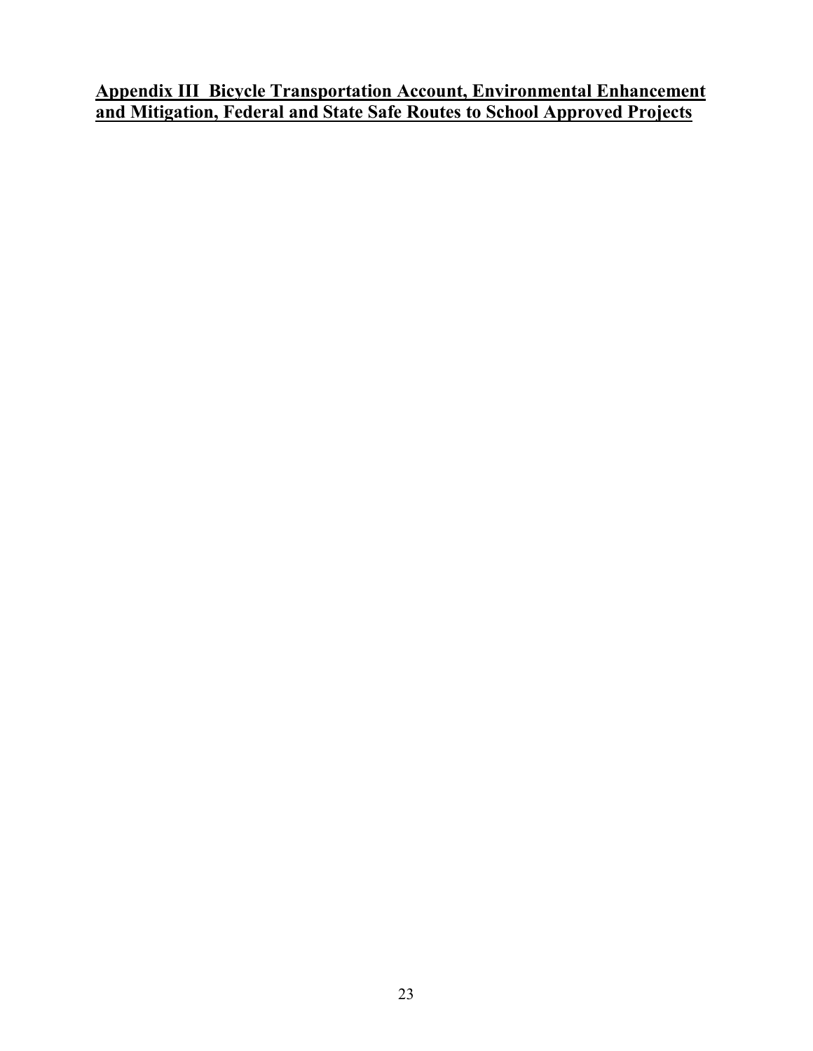## Appendix III Bicycle Transportation Account, Environmental Enhancement and Mitigation, Federal and State Safe Routes to School Approved Projects